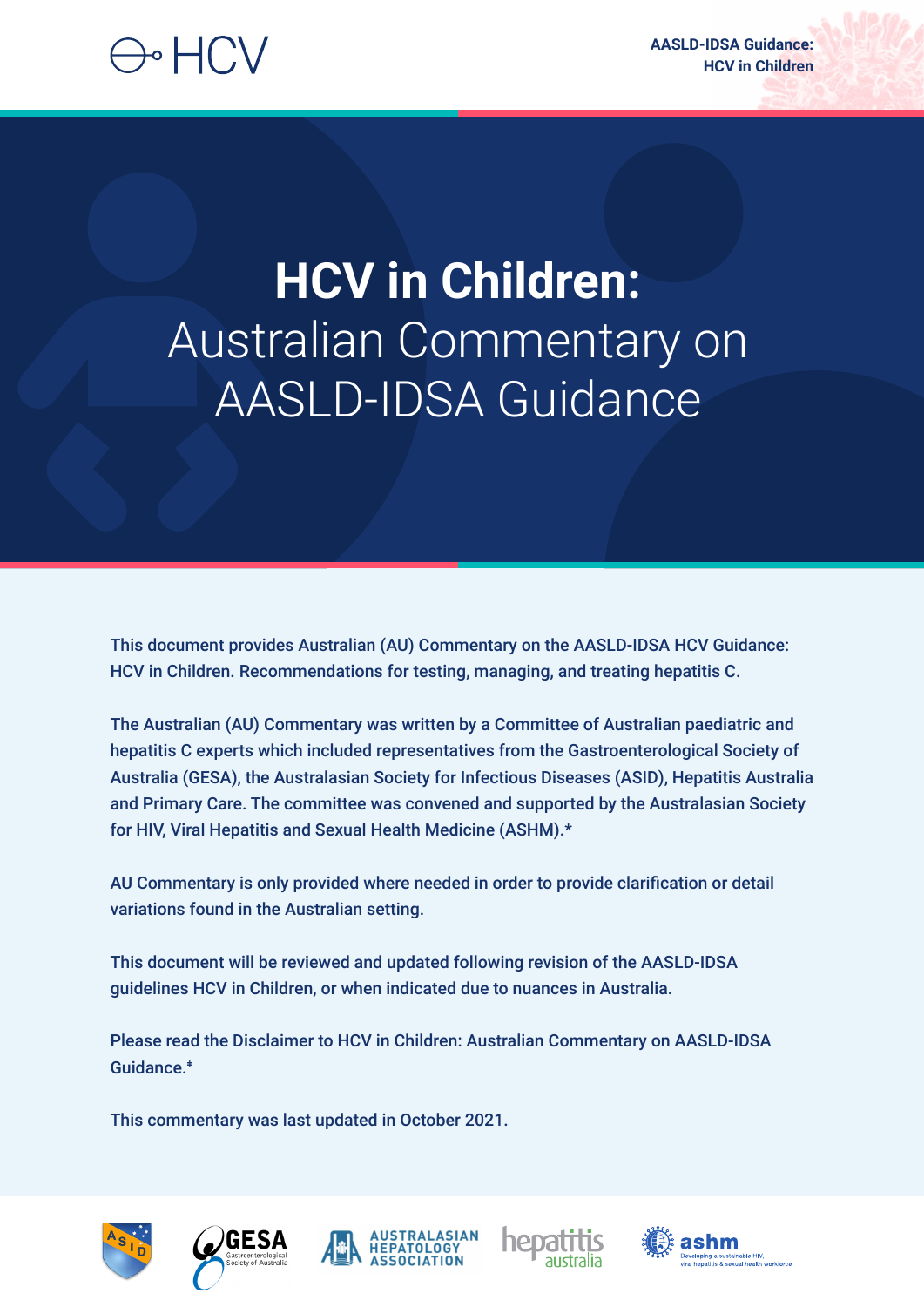# HCV in Children: Australian Commentary on AASLD-IDSA Guidance

This document provides Australian (AU) Commentary on the AASLD-IDSA HCV Guidance: HCV in Children. Recommendations for testing, managing, and treating hepatitis C.

The Australian (AU) Commentary was written by a Committee of Australian paediatric and hepatitis C experts which included representatives from the Gastroenterological Society of Australia (GESA), the Australasian Society for Infectious Diseases (ASID), Hepatitis Australia and Primary Care. The committee was convened and supported by the Australasian Society for HIV, Viral Hepatitis and Sexual Health Medicine (ASHM).*

AU Commentary is only provided where needed in order to provide clarification or detail variations found in the Australian setting.

This document will be reviewed and updated following revision of the AASLD-IDSA guidelines HCV in Children, or when indicated due to nuances in Australia.

Please read the Disclaimer to HCV in Children: Australian Commentary on AASLD-IDSA Guidance.‡

This commentary was last updated in October 2021.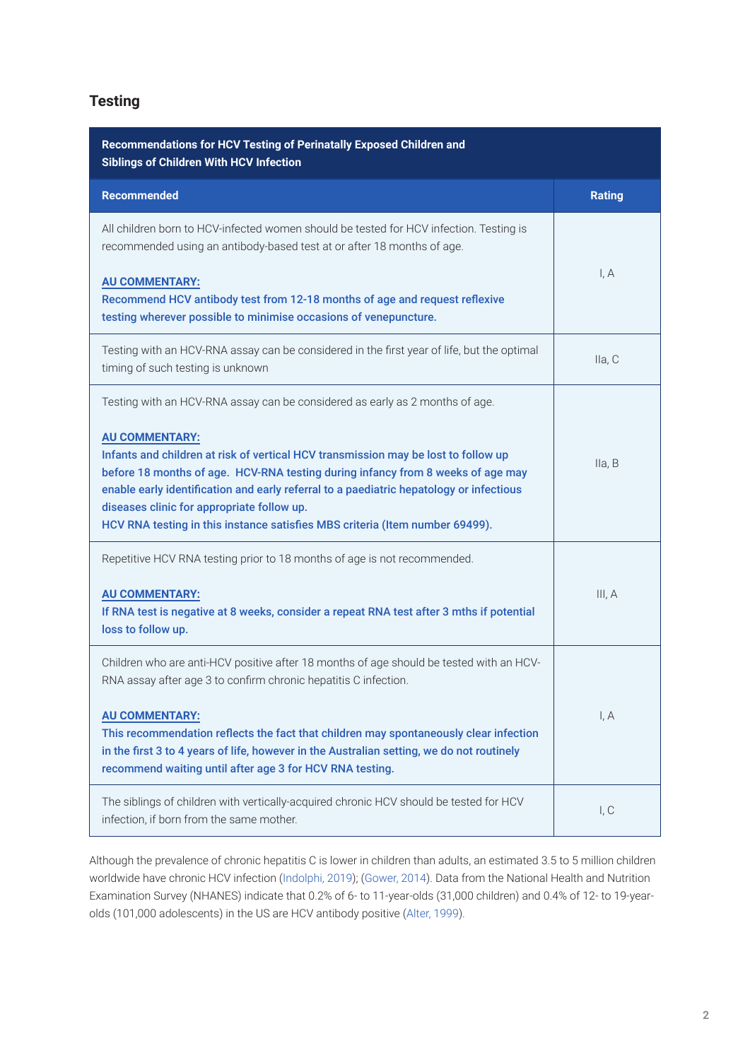## Testing

| Recommendations for HCV Testing of Perinatally Exposed Children and Siblings of Children With HCV Infection | |
|---|---|
| **Recommended** | **Rating** |
| All children born to HCV-infected women should be tested for HCV infection. Testing is recommended using an antibody-based test at or after 18 months of age.<br><br>**AU COMMENTARY:**<br>**Recommend HCV antibody test from 12-18 months of age and request reflexive testing wherever possible to minimise occasions of venepuncture.** | I, A |
| Testing with an HCV-RNA assay can be considered in the first year of life, but the optimal timing of such testing is unknown | IIa, C |
| Testing with an HCV-RNA assay can be considered as early as 2 months of age.<br><br>**AU COMMENTARY:**<br>**Infants and children at risk of vertical HCV transmission may be lost to follow up before 18 months of age. HCV-RNA testing during infancy from 8 weeks of age may enable early identification and early referral to a paediatric hepatology or infectious diseases clinic for appropriate follow up.**<br>**HCV RNA testing in this instance satisfies MBS criteria (Item number 69499).** | IIa, B |
| Repetitive HCV RNA testing prior to 18 months of age is not recommended.<br><br>**AU COMMENTARY:**<br>**If RNA test is negative at 8 weeks, consider a repeat RNA test after 3 mths if potential loss to follow up.** | III, A |
| Children who are anti-HCV positive after 18 months of age should be tested with an HCV-RNA assay after age 3 to confirm chronic hepatitis C infection.<br><br>**AU COMMENTARY:**<br>**This recommendation reflects the fact that children may spontaneously clear infection in the first 3 to 4 years of life, however in the Australian setting, we do not routinely recommend waiting until after age 3 for HCV RNA testing.** | I, A |
| The siblings of children with vertically-acquired chronic HCV should be tested for HCV infection, if born from the same mother. | I, C |

Although the prevalence of chronic hepatitis C is lower in children than adults, an estimated 3.5 to 5 million children worldwide have chronic HCV infection (Indolphi, 2019); (Gower, 2014). Data from the National Health and Nutrition Examination Survey (NHANES) indicate that 0.2% of 6- to 11-year-olds (31,000 children) and 0.4% of 12- to 19-year-olds (101,000 adolescents) in the US are HCV antibody positive (Alter, 1999).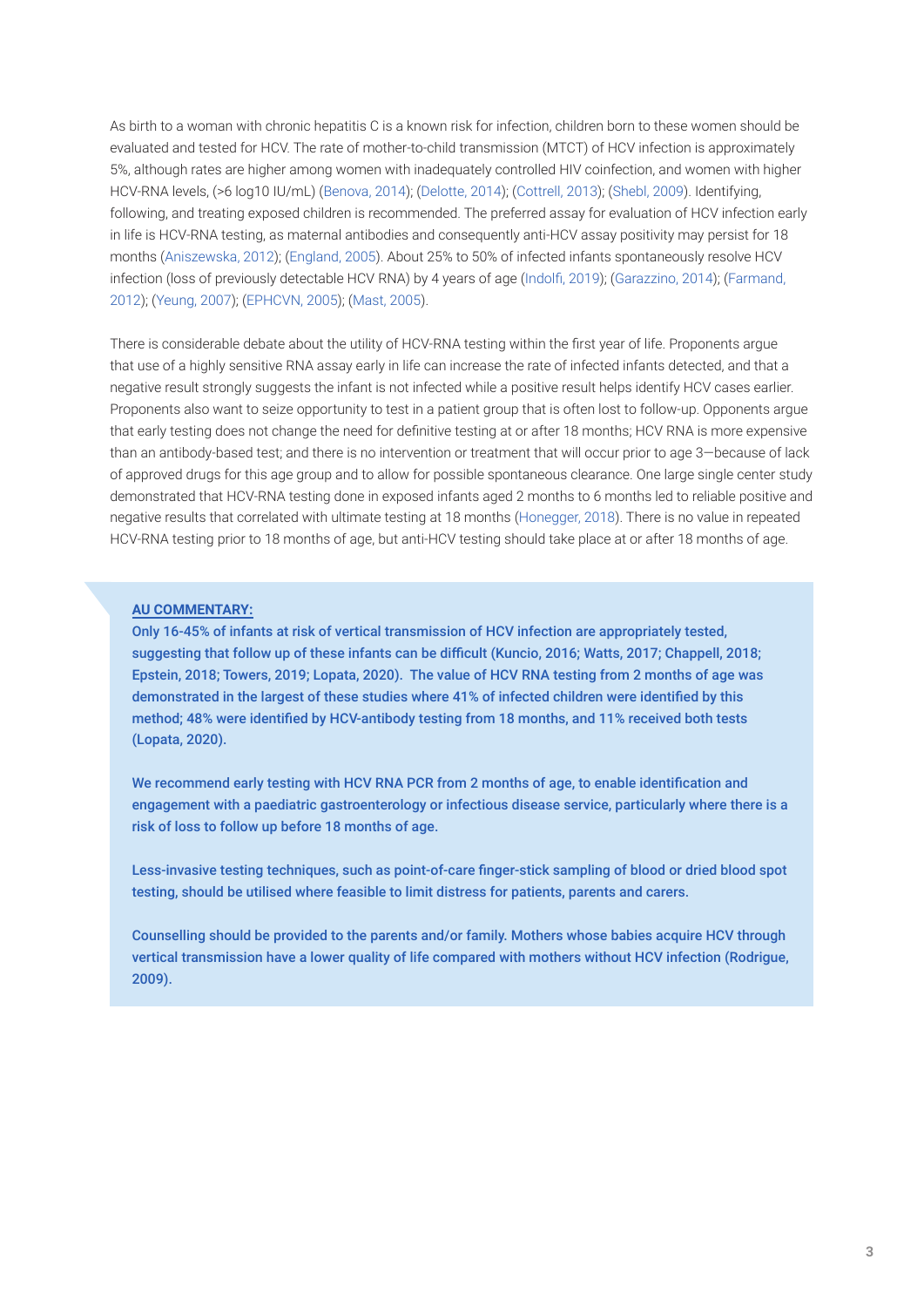As birth to a woman with chronic hepatitis C is a known risk for infection, children born to these women should be evaluated and tested for HCV. The rate of mother-to-child transmission (MTCT) of HCV infection is approximately 5%, although rates are higher among women with inadequately controlled HIV coinfection, and women with higher HCV-RNA levels, (>6 log10 IU/mL) (Benova, 2014); (Delotte, 2014); (Cottrell, 2013); (Shebl, 2009). Identifying, following, and treating exposed children is recommended. The preferred assay for evaluation of HCV infection early in life is HCV-RNA testing, as maternal antibodies and consequently anti-HCV assay positivity may persist for 18 months (Aniszewska, 2012); (England, 2005). About 25% to 50% of infected infants spontaneously resolve HCV infection (loss of previously detectable HCV RNA) by 4 years of age (Indolfi, 2019); (Garazzino, 2014); (Farmand, 2012); (Yeung, 2007); (EPHCVN, 2005); (Mast, 2005).

There is considerable debate about the utility of HCV-RNA testing within the first year of life. Proponents argue that use of a highly sensitive RNA assay early in life can increase the rate of infected infants detected, and that a negative result strongly suggests the infant is not infected while a positive result helps identify HCV cases earlier. Proponents also want to seize opportunity to test in a patient group that is often lost to follow-up. Opponents argue that early testing does not change the need for definitive testing at or after 18 months; HCV RNA is more expensive than an antibody-based test; and there is no intervention or treatment that will occur prior to age 3—because of lack of approved drugs for this age group and to allow for possible spontaneous clearance. One large single center study demonstrated that HCV-RNA testing done in exposed infants aged 2 months to 6 months led to reliable positive and negative results that correlated with ultimate testing at 18 months (Honegger, 2018). There is no value in repeated HCV-RNA testing prior to 18 months of age, but anti-HCV testing should take place at or after 18 months of age.

**AU COMMENTARY:**

**Only 16-45% of infants at risk of vertical transmission of HCV infection are appropriately tested, suggesting that follow up of these infants can be difficult (Kuncio, 2016; Watts, 2017; Chappell, 2018; Epstein, 2018; Towers, 2019; Lopata, 2020). The value of HCV RNA testing from 2 months of age was demonstrated in the largest of these studies where 41% of infected children were identified by this method; 48% were identified by HCV-antibody testing from 18 months, and 11% received both tests (Lopata, 2020).**

**We recommend early testing with HCV RNA PCR from 2 months of age, to enable identification and engagement with a paediatric gastroenterology or infectious disease service, particularly where there is a risk of loss to follow up before 18 months of age.**

**Less-invasive testing techniques, such as point-of-care finger-stick sampling of blood or dried blood spot testing, should be utilised where feasible to limit distress for patients, parents and carers.**

**Counselling should be provided to the parents and/or family. Mothers whose babies acquire HCV through vertical transmission have a lower quality of life compared with mothers without HCV infection (Rodrigue, 2009).**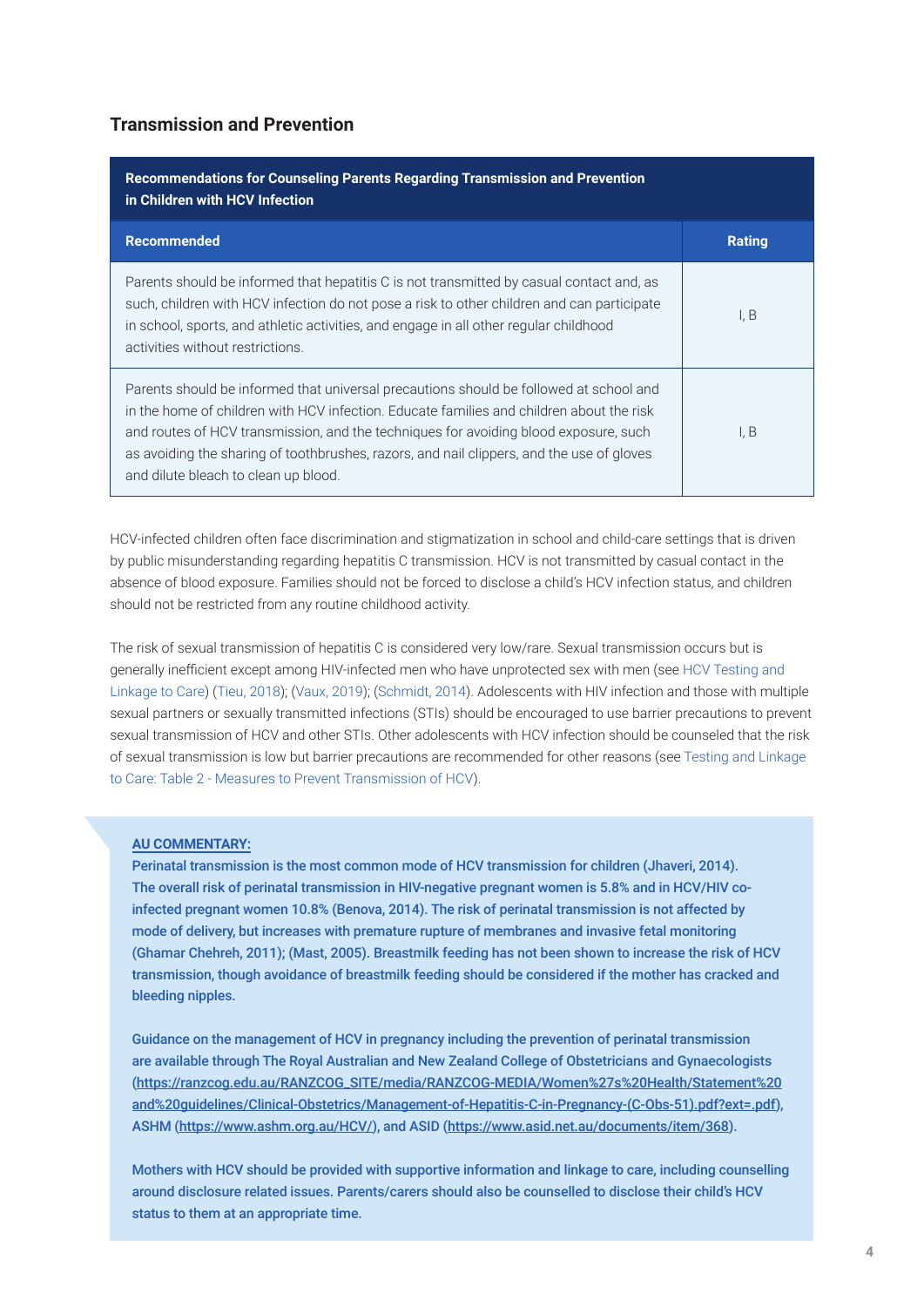## Transcription and Prevention

## Transmission and Prevention

| Recommendations for Counseling Parents Regarding Transmission and Prevention in Children with HCV Infection | |
|---|---|
| **Recommended** | **Rating** |
| Parents should be informed that hepatitis C is not transmitted by casual contact and, as such, children with HCV infection do not pose a risk to other children and can participate in school, sports, and athletic activities, and engage in all other regular childhood activities without restrictions. | I, B |
| Parents should be informed that universal precautions should be followed at school and in the home of children with HCV infection. Educate families and children about the risk and routes of HCV transmission, and the techniques for avoiding blood exposure, such as avoiding the sharing of toothbrushes, razors, and nail clippers, and the use of gloves and dilute bleach to clean up blood. | I, B |

HCV-infected children often face discrimination and stigmatization in school and child-care settings that is driven by public misunderstanding regarding hepatitis C transmission. HCV is not transmitted by casual contact in the absence of blood exposure. Families should not be forced to disclose a child's HCV infection status, and children should not be restricted from any routine childhood activity.

The risk of sexual transmission of hepatitis C is considered very low/rare. Sexual transmission occurs but is generally inefficient except among HIV-infected men who have unprotected sex with men (see HCV Testing and Linkage to Care) (Tieu, 2018); (Vaux, 2019); (Schmidt, 2014). Adolescents with HIV infection and those with multiple sexual partners or sexually transmitted infections (STIs) should be encouraged to use barrier precautions to prevent sexual transmission of HCV and other STIs. Other adolescents with HCV infection should be counseled that the risk of sexual transmission is low but barrier precautions are recommended for other reasons (see Testing and Linkage to Care: Table 2 - Measures to Prevent Transmission of HCV).

**AU COMMENTARY:**

**Perinatal transmission is the most common mode of HCV transmission for children (Jhaveri, 2014). The overall risk of perinatal transmission in HIV-negative pregnant women is 5.8% and in HCV/HIV co-infected pregnant women 10.8% (Benova, 2014). The risk of perinatal transmission is not affected by mode of delivery, but increases with premature rupture of membranes and invasive fetal monitoring (Ghamar Chehreh, 2011); (Mast, 2005). Breastmilk feeding has not been shown to increase the risk of HCV transmission, though avoidance of breastmilk feeding should be considered if the mother has cracked and bleeding nipples.**

**Guidance on the management of HCV in pregnancy including the prevention of perinatal transmission are available through The Royal Australian and New Zealand College of Obstetricians and Gynaecologists (https://ranzcog.edu.au/RANZCOG_SITE/media/RANZCOG-MEDIA/Women%27s%20Health/Statement%20and%20guidelines/Clinical-Obstetrics/Management-of-Hepatitis-C-in-Pregnancy-(C-Obs-51).pdf?ext=.pdf), ASHM (https://www.ashm.org.au/HCV/), and ASID (https://www.asid.net.au/documents/item/368).**

**Mothers with HCV should be provided with supportive information and linkage to care, including counselling around disclosure related issues. Parents/carers should also be counselled to disclose their child's HCV status to them at an appropriate time.**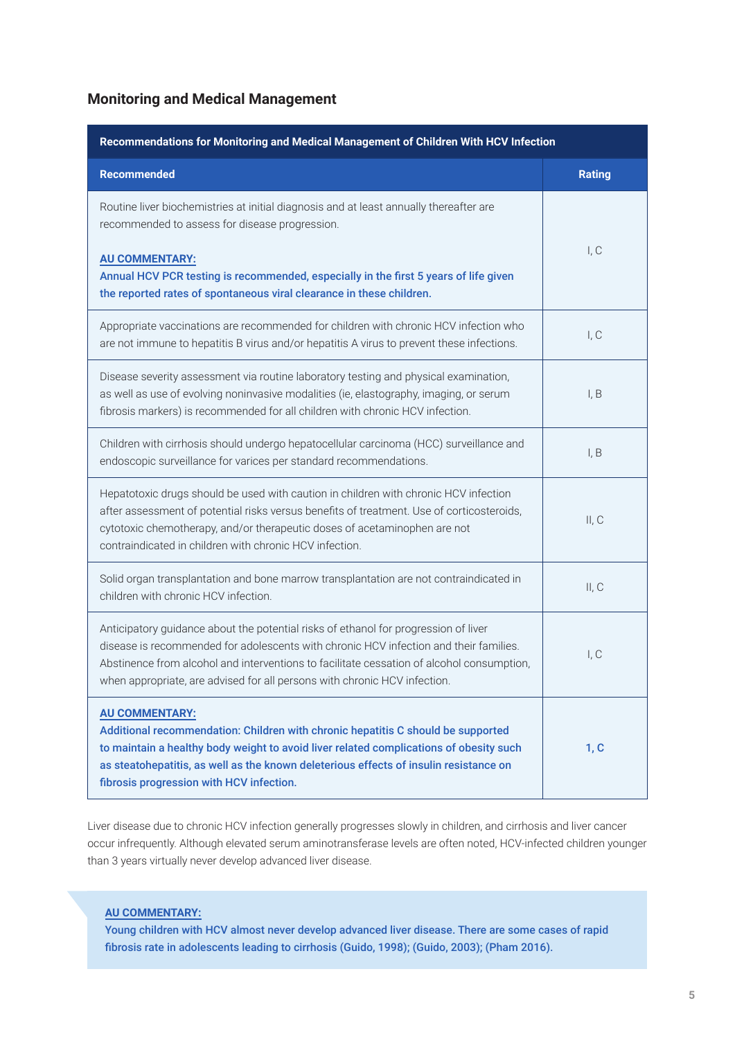## Monitoring and Medical Management

| Recommendations for Monitoring and Medical Management of Children With HCV Infection | |
|---|---|
| **Recommended** | **Rating** |
| Routine liver biochemistries at initial diagnosis and at least annually thereafter are recommended to assess for disease progression.<br><br>**AU COMMENTARY:**<br>**Annual HCV PCR testing is recommended, especially in the first 5 years of life given the reported rates of spontaneous viral clearance in these children.** | I, C |
| Appropriate vaccinations are recommended for children with chronic HCV infection who are not immune to hepatitis B virus and/or hepatitis A virus to prevent these infections. | I, C |
| Disease severity assessment via routine laboratory testing and physical examination, as well as use of evolving noninvasive modalities (ie, elastography, imaging, or serum fibrosis markers) is recommended for all children with chronic HCV infection. | I, B |
| Children with cirrhosis should undergo hepatocellular carcinoma (HCC) surveillance and endoscopic surveillance for varices per standard recommendations. | I, B |
| Hepatotoxic drugs should be used with caution in children with chronic HCV infection after assessment of potential risks versus benefits of treatment. Use of corticosteroids, cytotoxic chemotherapy, and/or therapeutic doses of acetaminophen are not contraindicated in children with chronic HCV infection. | II, C |
| Solid organ transplantation and bone marrow transplantation are not contraindicated in children with chronic HCV infection. | II, C |
| Anticipatory guidance about the potential risks of ethanol for progression of liver disease is recommended for adolescents with chronic HCV infection and their families. Abstinence from alcohol and interventions to facilitate cessation of alcohol consumption, when appropriate, are advised for all persons with chronic HCV infection. | I, C |
| **AU COMMENTARY:**<br>**Additional recommendation: Children with chronic hepatitis C should be supported to maintain a healthy body weight to avoid liver related complications of obesity such as steatohepatitis, as well as the known deleterious effects of insulin resistance on fibrosis progression with HCV infection.** | **1, C** |

Liver disease due to chronic HCV infection generally progresses slowly in children, and cirrhosis and liver cancer occur infrequently. Although elevated serum aminotransferase levels are often noted, HCV-infected children younger than 3 years virtually never develop advanced liver disease.

> **AU COMMENTARY:**
> **Young children with HCV almost never develop advanced liver disease. There are some cases of rapid fibrosis rate in adolescents leading to cirrhosis (Guido, 1998); (Guido, 2003); (Pham 2016).**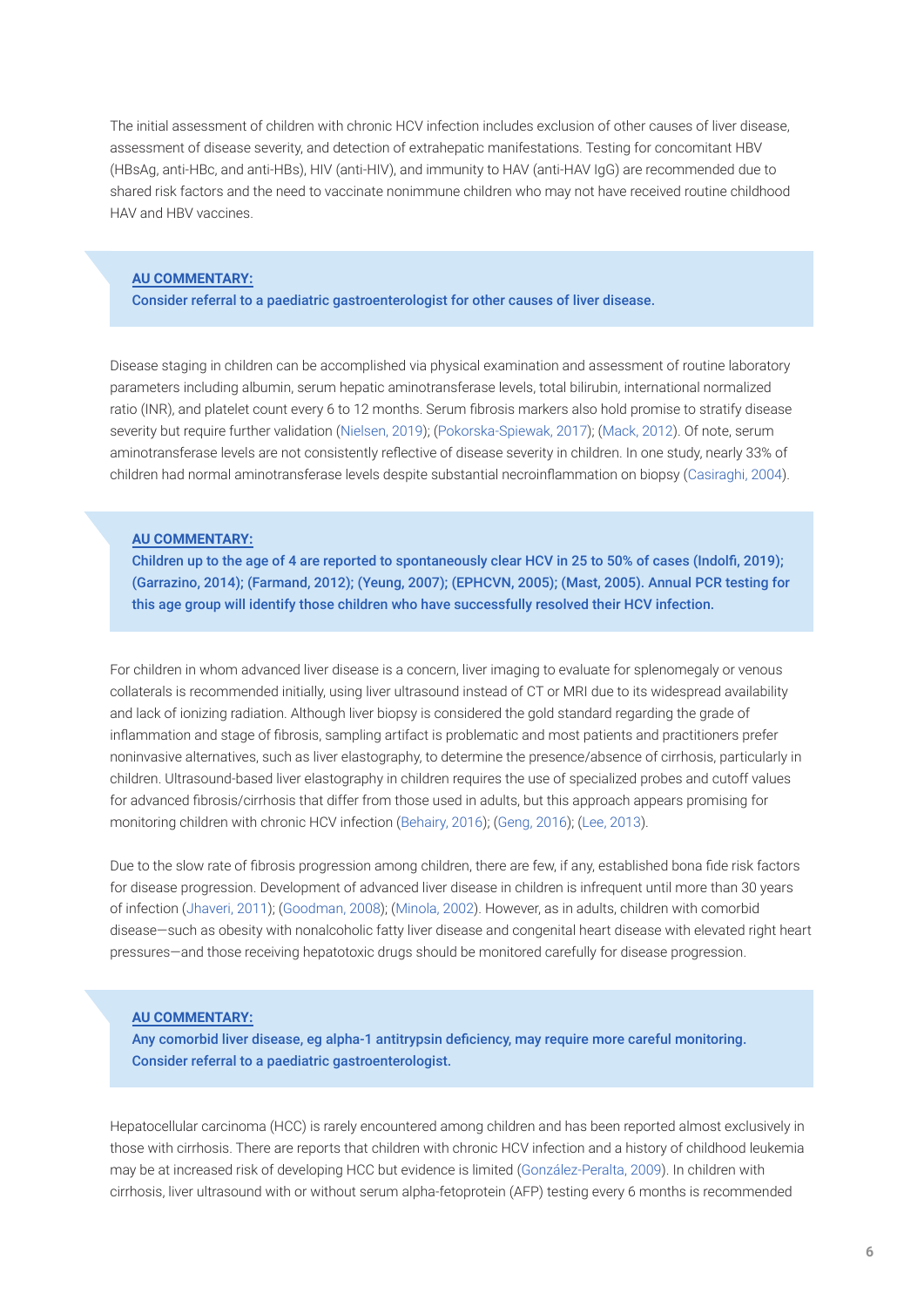The initial assessment of children with chronic HCV infection includes exclusion of other causes of liver disease, assessment of disease severity, and detection of extrahepatic manifestations. Testing for concomitant HBV (HBsAg, anti-HBc, and anti-HBs), HIV (anti-HIV), and immunity to HAV (anti-HAV IgG) are recommended due to shared risk factors and the need to vaccinate nonimmune children who may not have received routine childhood HAV and HBV vaccines.

> **AU COMMENTARY:**
> **Consider referral to a paediatric gastroenterologist for other causes of liver disease.**

Disease staging in children can be accomplished via physical examination and assessment of routine laboratory parameters including albumin, serum hepatic aminotransferase levels, total bilirubin, international normalized ratio (INR), and platelet count every 6 to 12 months. Serum fibrosis markers also hold promise to stratify disease severity but require further validation (Nielsen, 2019); (Pokorska-Spiewak, 2017); (Mack, 2012). Of note, serum aminotransferase levels are not consistently reflective of disease severity in children. In one study, nearly 33% of children had normal aminotransferase levels despite substantial necroinflammation on biopsy (Casiraghi, 2004).

> **AU COMMENTARY:**
> **Children up to the age of 4 are reported to spontaneously clear HCV in 25 to 50% of cases (Indolfi, 2019); (Garrazino, 2014); (Farmand, 2012); (Yeung, 2007); (EPHCVN, 2005); (Mast, 2005). Annual PCR testing for this age group will identify those children who have successfully resolved their HCV infection.**

For children in whom advanced liver disease is a concern, liver imaging to evaluate for splenomegaly or venous collaterals is recommended initially, using liver ultrasound instead of CT or MRI due to its widespread availability and lack of ionizing radiation. Although liver biopsy is considered the gold standard regarding the grade of inflammation and stage of fibrosis, sampling artifact is problematic and most patients and practitioners prefer noninvasive alternatives, such as liver elastography, to determine the presence/absence of cirrhosis, particularly in children. Ultrasound-based liver elastography in children requires the use of specialized probes and cutoff values for advanced fibrosis/cirrhosis that differ from those used in adults, but this approach appears promising for monitoring children with chronic HCV infection (Behairy, 2016); (Geng, 2016); (Lee, 2013).

Due to the slow rate of fibrosis progression among children, there are few, if any, established bona fide risk factors for disease progression. Development of advanced liver disease in children is infrequent until more than 30 years of infection (Jhaveri, 2011); (Goodman, 2008); (Minola, 2002). However, as in adults, children with comorbid disease—such as obesity with nonalcoholic fatty liver disease and congenital heart disease with elevated right heart pressures—and those receiving hepatotoxic drugs should be monitored carefully for disease progression.

> **AU COMMENTARY:**
> **Any comorbid liver disease, eg alpha-1 antitrypsin deficiency, may require more careful monitoring. Consider referral to a paediatric gastroenterologist.**

Hepatocellular carcinoma (HCC) is rarely encountered among children and has been reported almost exclusively in those with cirrhosis. There are reports that children with chronic HCV infection and a history of childhood leukemia may be at increased risk of developing HCC but evidence is limited (González-Peralta, 2009). In children with cirrhosis, liver ultrasound with or without serum alpha-fetoprotein (AFP) testing every 6 months is recommended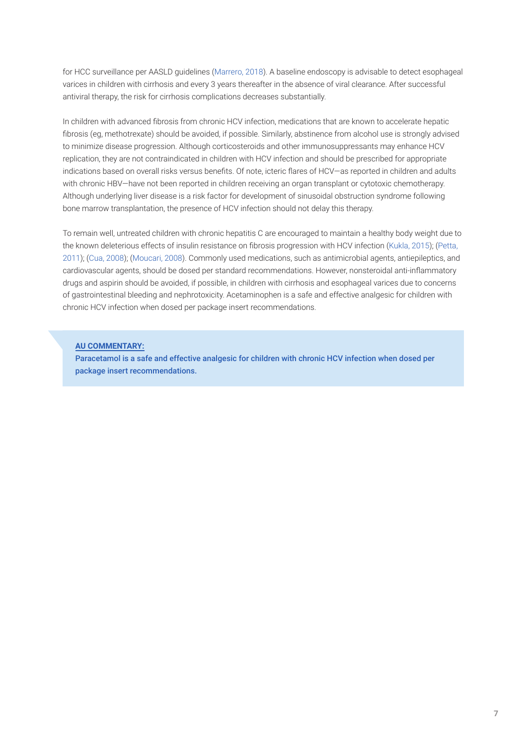for HCC surveillance per AASLD guidelines (Marrero, 2018). A baseline endoscopy is advisable to detect esophageal varices in children with cirrhosis and every 3 years thereafter in the absence of viral clearance. After successful antiviral therapy, the risk for cirrhosis complications decreases substantially.

In children with advanced fibrosis from chronic HCV infection, medications that are known to accelerate hepatic fibrosis (eg, methotrexate) should be avoided, if possible. Similarly, abstinence from alcohol use is strongly advised to minimize disease progression. Although corticosteroids and other immunosuppressants may enhance HCV replication, they are not contraindicated in children with HCV infection and should be prescribed for appropriate indications based on overall risks versus benefits. Of note, icteric flares of HCV—as reported in children and adults with chronic HBV—have not been reported in children receiving an organ transplant or cytotoxic chemotherapy. Although underlying liver disease is a risk factor for development of sinusoidal obstruction syndrome following bone marrow transplantation, the presence of HCV infection should not delay this therapy.

To remain well, untreated children with chronic hepatitis C are encouraged to maintain a healthy body weight due to the known deleterious effects of insulin resistance on fibrosis progression with HCV infection (Kukla, 2015); (Petta, 2011); (Cua, 2008); (Moucari, 2008). Commonly used medications, such as antimicrobial agents, antiepileptics, and cardiovascular agents, should be dosed per standard recommendations. However, nonsteroidal anti-inflammatory drugs and aspirin should be avoided, if possible, in children with cirrhosis and esophageal varices due to concerns of gastrointestinal bleeding and nephrotoxicity. Acetaminophen is a safe and effective analgesic for children with chronic HCV infection when dosed per package insert recommendations.

> **AU COMMENTARY:**
> **Paracetamol is a safe and effective analgesic for children with chronic HCV infection when dosed per package insert recommendations.**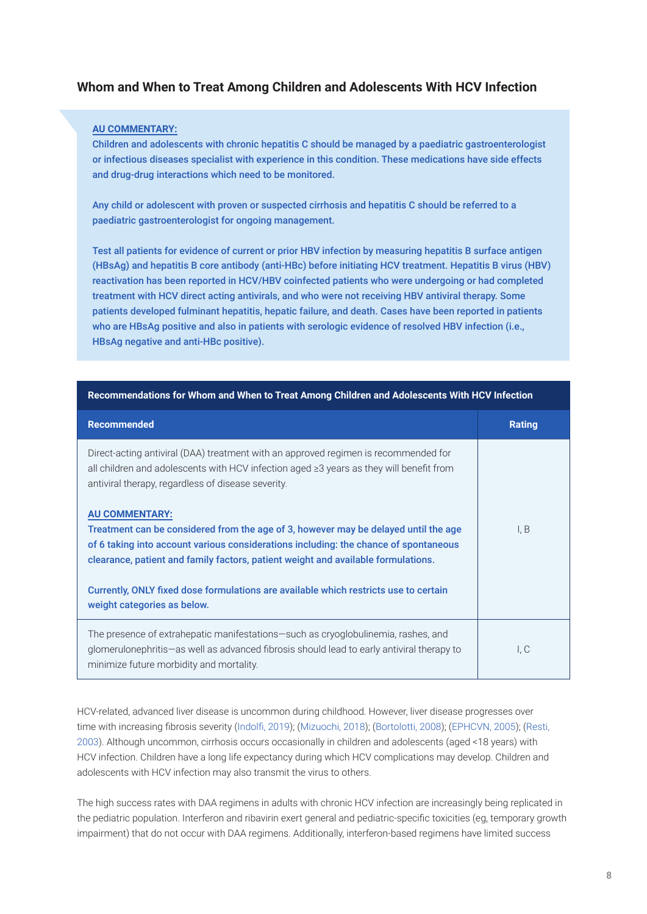## Whom and When to Treat Among Children and Adolescents With HCV Infection

**AU COMMENTARY:**

**Children and adolescents with chronic hepatitis C should be managed by a paediatric gastroenterologist or infectious diseases specialist with experience in this condition. These medications have side effects and drug-drug interactions which need to be monitored.**

**Any child or adolescent with proven or suspected cirrhosis and hepatitis C should be referred to a paediatric gastroenterologist for ongoing management.**

**Test all patients for evidence of current or prior HBV infection by measuring hepatitis B surface antigen (HBsAg) and hepatitis B core antibody (anti-HBc) before initiating HCV treatment. Hepatitis B virus (HBV) reactivation has been reported in HCV/HBV coinfected patients who were undergoing or had completed treatment with HCV direct acting antivirals, and who were not receiving HBV antiviral therapy. Some patients developed fulminant hepatitis, hepatic failure, and death. Cases have been reported in patients who are HBsAg positive and also in patients with serologic evidence of resolved HBV infection (i.e., HBsAg negative and anti-HBc positive).**

**Recommendations for Whom and When to Treat Among Children and Adolescents With HCV Infection**

| Recommended | Rating |
|---|---|
| Direct-acting antiviral (DAA) treatment with an approved regimen is recommended for all children and adolescents with HCV infection aged ≥3 years as they will benefit from antiviral therapy, regardless of disease severity.<br><br>**AU COMMENTARY:**<br>**Treatment can be considered from the age of 3, however may be delayed until the age of 6 taking into account various considerations including: the chance of spontaneous clearance, patient and family factors, patient weight and available formulations.**<br><br>**Currently, ONLY fixed dose formulations are available which restricts use to certain weight categories as below.** | I, B |
| The presence of extrahepatic manifestations—such as cryoglobulinemia, rashes, and glomerulonephritis—as well as advanced fibrosis should lead to early antiviral therapy to minimize future morbidity and mortality. | I, C |

HCV-related, advanced liver disease is uncommon during childhood. However, liver disease progresses over time with increasing fibrosis severity (Indolfi, 2019); (Mizuochi, 2018); (Bortolotti, 2008); (EPHCVN, 2005); (Resti, 2003). Although uncommon, cirrhosis occurs occasionally in children and adolescents (aged <18 years) with HCV infection. Children have a long life expectancy during which HCV complications may develop. Children and adolescents with HCV infection may also transmit the virus to others.

The high success rates with DAA regimens in adults with chronic HCV infection are increasingly being replicated in the pediatric population. Interferon and ribavirin exert general and pediatric-specific toxicities (eg, temporary growth impairment) that do not occur with DAA regimens. Additionally, interferon-based regimens have limited success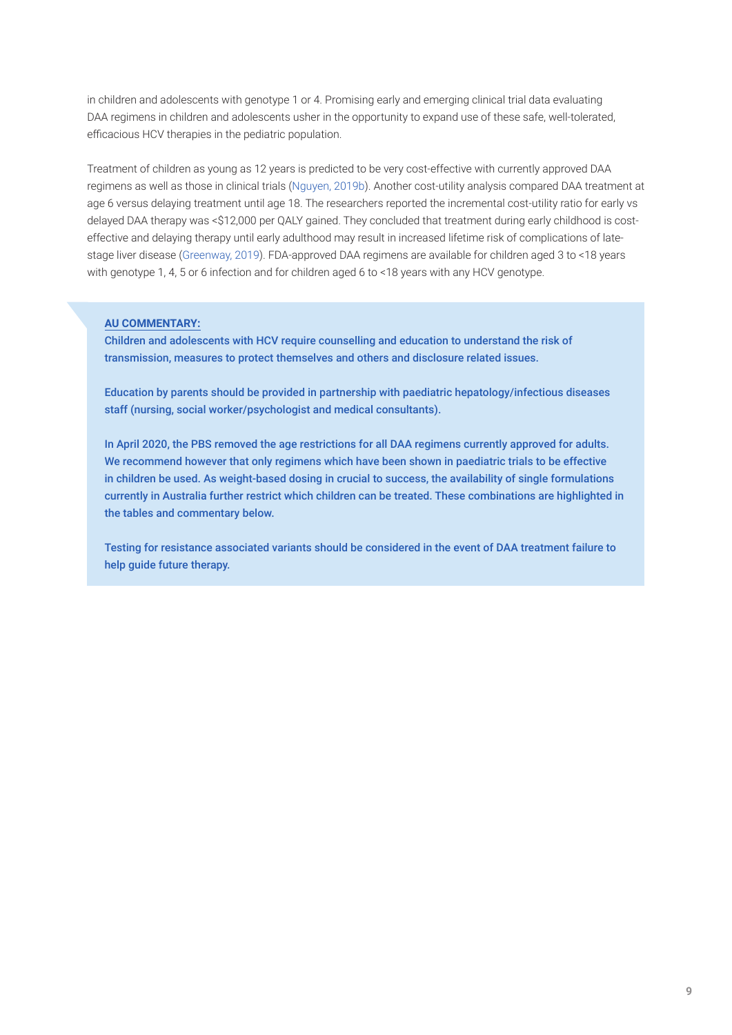in children and adolescents with genotype 1 or 4. Promising early and emerging clinical trial data evaluating DAA regimens in children and adolescents usher in the opportunity to expand use of these safe, well-tolerated, efficacious HCV therapies in the pediatric population.

Treatment of children as young as 12 years is predicted to be very cost-effective with currently approved DAA regimens as well as those in clinical trials (Nguyen, 2019b). Another cost-utility analysis compared DAA treatment at age 6 versus delaying treatment until age 18. The researchers reported the incremental cost-utility ratio for early vs delayed DAA therapy was <$12,000 per QALY gained. They concluded that treatment during early childhood is cost-effective and delaying therapy until early adulthood may result in increased lifetime risk of complications of late-stage liver disease (Greenway, 2019). FDA-approved DAA regimens are available for children aged 3 to <18 years with genotype 1, 4, 5 or 6 infection and for children aged 6 to <18 years with any HCV genotype.

**AU COMMENTARY:**

**Children and adolescents with HCV require counselling and education to understand the risk of transmission, measures to protect themselves and others and disclosure related issues.**

**Education by parents should be provided in partnership with paediatric hepatology/infectious diseases staff (nursing, social worker/psychologist and medical consultants).**

**In April 2020, the PBS removed the age restrictions for all DAA regimens currently approved for adults. We recommend however that only regimens which have been shown in paediatric trials to be effective in children be used. As weight-based dosing in crucial to success, the availability of single formulations currently in Australia further restrict which children can be treated. These combinations are highlighted in the tables and commentary below.**

**Testing for resistance associated variants should be considered in the event of DAA treatment failure to help guide future therapy.**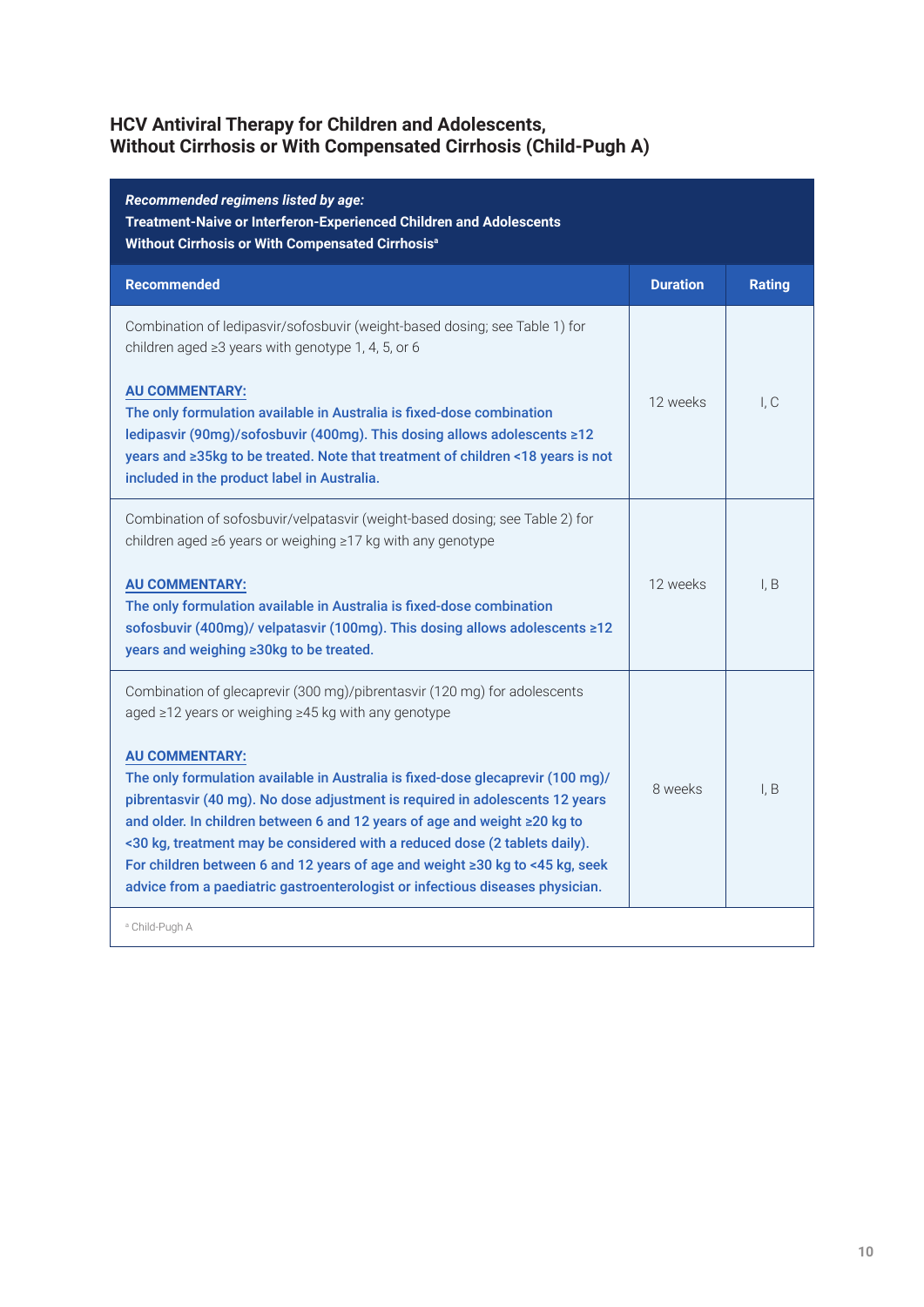## HCV Antiviral Therapy for Children and Adolescents, Without Cirrhosis or With Compensated Cirrhosis (Child-Pugh A)

| ***Recommended regimens listed by age:*** **Treatment-Naive or Interferon-Experienced Children and Adolescents Without Cirrhosis or With Compensated Cirrhosis**[a] | | |
|---|---|---|
| **Recommended** | **Duration** | **Rating** |
| Combination of ledipasvir/sofosbuvir (weight-based dosing; see Table 1) for children aged ≥3 years with genotype 1, 4, 5, or 6<br><br>**AU COMMENTARY:**<br>**The only formulation available in Australia is fixed-dose combination ledipasvir (90mg)/sofosbuvir (400mg). This dosing allows adolescents ≥12 years and ≥35kg to be treated. Note that treatment of children <18 years is not included in the product label in Australia.** | 12 weeks | I, C |
| Combination of sofosbuvir/velpatasvir (weight-based dosing; see Table 2) for children aged ≥6 years or weighing ≥17 kg with any genotype<br><br>**AU COMMENTARY:**<br>**The only formulation available in Australia is fixed-dose combination sofosbuvir (400mg)/ velpatasvir (100mg). This dosing allows adolescents ≥12 years and weighing ≥30kg to be treated.** | 12 weeks | I, B |
| Combination of glecaprevir (300 mg)/pibrentasvir (120 mg) for adolescents aged ≥12 years or weighing ≥45 kg with any genotype<br><br>**AU COMMENTARY:**<br>**The only formulation available in Australia is fixed-dose glecaprevir (100 mg)/ pibrentasvir (40 mg). No dose adjustment is required in adolescents 12 years and older. In children between 6 and 12 years of age and weight ≥20 kg to <30 kg, treatment may be considered with a reduced dose (2 tablets daily). For children between 6 and 12 years of age and weight ≥30 kg to <45 kg, seek advice from a paediatric gastroenterologist or infectious diseases physician.** | 8 weeks | I, B |

[a] Child-Pugh A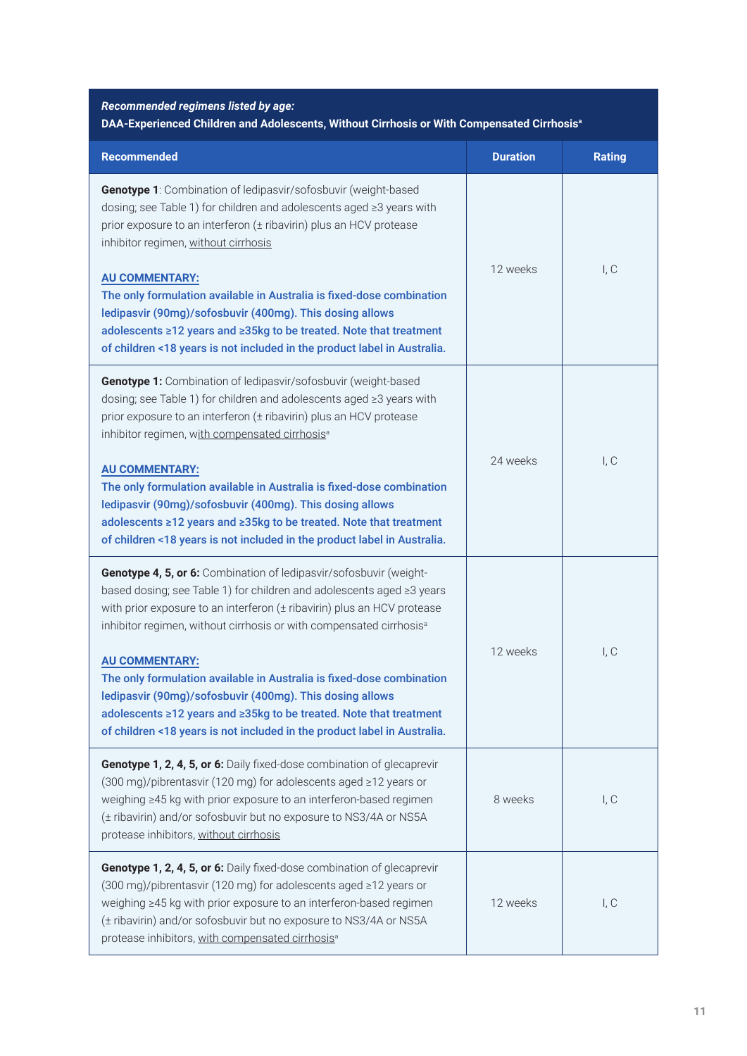| ***Recommended regimens listed by age:*** **DAA-Experienced Children and Adolescents, Without Cirrhosis or With Compensated Cirrhosis**[a] | | |
|---|---|---|
| **Recommended** | **Duration** | **Rating** |
| **Genotype 1**: Combination of ledipasvir/sofosbuvir (weight-based dosing; see Table 1) for children and adolescents aged ≥3 years with prior exposure to an interferon (± ribavirin) plus an HCV protease inhibitor regimen, without cirrhosis<br><br>**AU COMMENTARY:**<br>**The only formulation available in Australia is fixed-dose combination ledipasvir (90mg)/sofosbuvir (400mg). This dosing allows adolescents ≥12 years and ≥35kg to be treated. Note that treatment of children <18 years is not included in the product label in Australia.** | 12 weeks | I, C |
| **Genotype 1:** Combination of ledipasvir/sofosbuvir (weight-based dosing; see Table 1) for children and adolescents aged ≥3 years with prior exposure to an interferon (± ribavirin) plus an HCV protease inhibitor regimen, with compensated cirrhosis[a]<br><br>**AU COMMENTARY:**<br>**The only formulation available in Australia is fixed-dose combination ledipasvir (90mg)/sofosbuvir (400mg). This dosing allows adolescents ≥12 years and ≥35kg to be treated. Note that treatment of children <18 years is not included in the product label in Australia.** | 24 weeks | I, C |
| **Genotype 4, 5, or 6:** Combination of ledipasvir/sofosbuvir (weight-based dosing; see Table 1) for children and adolescents aged ≥3 years with prior exposure to an interferon (± ribavirin) plus an HCV protease inhibitor regimen, without cirrhosis or with compensated cirrhosis[a]<br><br>**AU COMMENTARY:**<br>**The only formulation available in Australia is fixed-dose combination ledipasvir (90mg)/sofosbuvir (400mg). This dosing allows adolescents ≥12 years and ≥35kg to be treated. Note that treatment of children <18 years is not included in the product label in Australia.** | 12 weeks | I, C |
| **Genotype 1, 2, 4, 5, or 6:** Daily fixed-dose combination of glecaprevir (300 mg)/pibrentasvir (120 mg) for adolescents aged ≥12 years or weighing ≥45 kg with prior exposure to an interferon-based regimen (± ribavirin) and/or sofosbuvir but no exposure to NS3/4A or NS5A protease inhibitors, without cirrhosis | 8 weeks | I, C |
| **Genotype 1, 2, 4, 5, or 6:** Daily fixed-dose combination of glecaprevir (300 mg)/pibrentasvir (120 mg) for adolescents aged ≥12 years or weighing ≥45 kg with prior exposure to an interferon-based regimen (± ribavirin) and/or sofosbuvir but no exposure to NS3/4A or NS5A protease inhibitors, with compensated cirrhosis[a] | 12 weeks | I, C |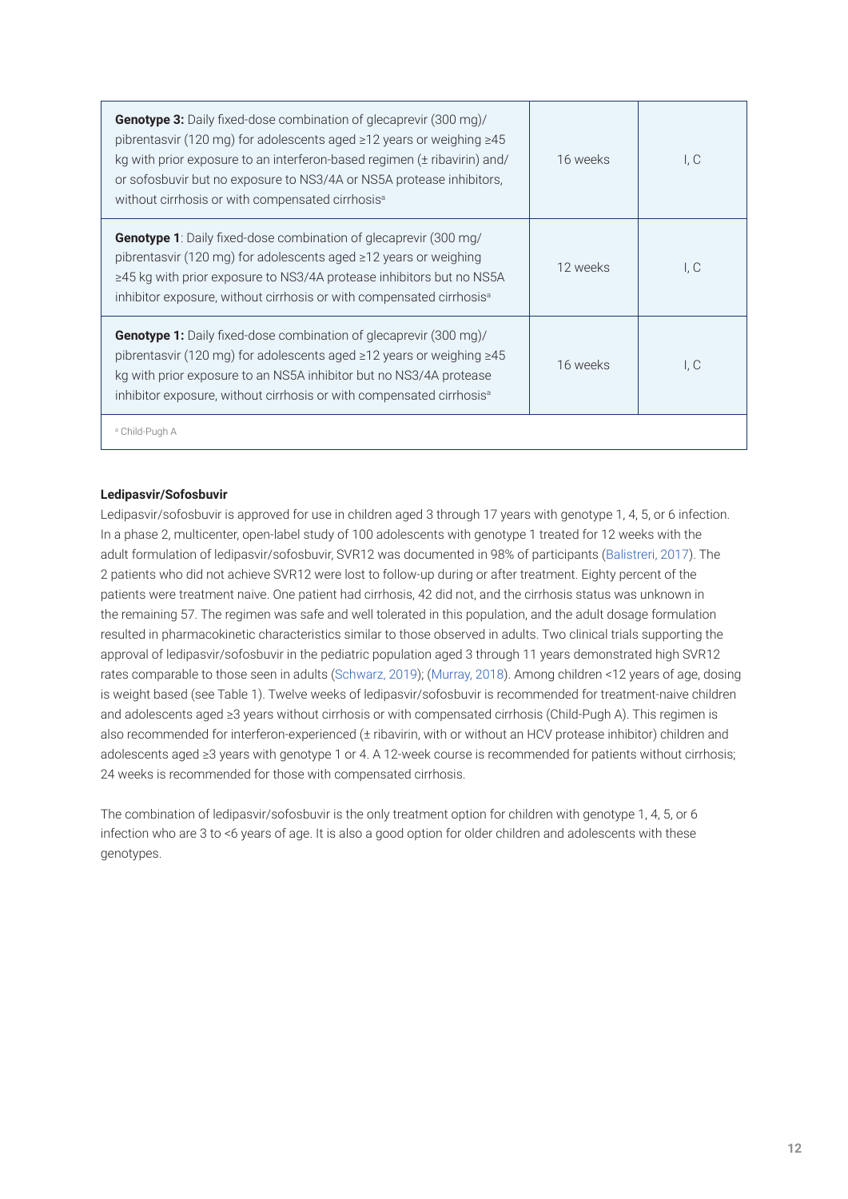| | | |
|---|---|---|
| **Genotype 3:** Daily fixed-dose combination of glecaprevir (300 mg)/ pibrentasvir (120 mg) for adolescents aged ≥12 years or weighing ≥45 kg with prior exposure to an interferon-based regimen (± ribavirin) and/ or sofosbuvir but no exposure to NS3/4A or NS5A protease inhibitors, without cirrhosis or with compensated cirrhosis[a] | 16 weeks | I, C |
| **Genotype 1**: Daily fixed-dose combination of glecaprevir (300 mg/ pibrentasvir (120 mg) for adolescents aged ≥12 years or weighing ≥45 kg with prior exposure to NS3/4A protease inhibitors but no NS5A inhibitor exposure, without cirrhosis or with compensated cirrhosis[a] | 12 weeks | I, C |
| **Genotype 1:** Daily fixed-dose combination of glecaprevir (300 mg)/ pibrentasvir (120 mg) for adolescents aged ≥12 years or weighing ≥45 kg with prior exposure to an NS5A inhibitor but no NS3/4A protease inhibitor exposure, without cirrhosis or with compensated cirrhosis[a] | 16 weeks | I, C |

[a] Child-Pugh A

**Ledipasvir/Sofosbuvir**

Ledipasvir/sofosbuvir is approved for use in children aged 3 through 17 years with genotype 1, 4, 5, or 6 infection. In a phase 2, multicenter, open-label study of 100 adolescents with genotype 1 treated for 12 weeks with the adult formulation of ledipasvir/sofosbuvir, SVR12 was documented in 98% of participants (Balistreri, 2017). The 2 patients who did not achieve SVR12 were lost to follow-up during or after treatment. Eighty percent of the patients were treatment naive. One patient had cirrhosis, 42 did not, and the cirrhosis status was unknown in the remaining 57. The regimen was safe and well tolerated in this population, and the adult dosage formulation resulted in pharmacokinetic characteristics similar to those observed in adults. Two clinical trials supporting the approval of ledipasvir/sofosbuvir in the pediatric population aged 3 through 11 years demonstrated high SVR12 rates comparable to those seen in adults (Schwarz, 2019); (Murray, 2018). Among children <12 years of age, dosing is weight based (see Table 1). Twelve weeks of ledipasvir/sofosbuvir is recommended for treatment-naive children and adolescents aged ≥3 years without cirrhosis or with compensated cirrhosis (Child-Pugh A). This regimen is also recommended for interferon-experienced (± ribavirin, with or without an HCV protease inhibitor) children and adolescents aged ≥3 years with genotype 1 or 4. A 12-week course is recommended for patients without cirrhosis; 24 weeks is recommended for those with compensated cirrhosis.

The combination of ledipasvir/sofosbuvir is the only treatment option for children with genotype 1, 4, 5, or 6 infection who are 3 to <6 years of age. It is also a good option for older children and adolescents with these genotypes.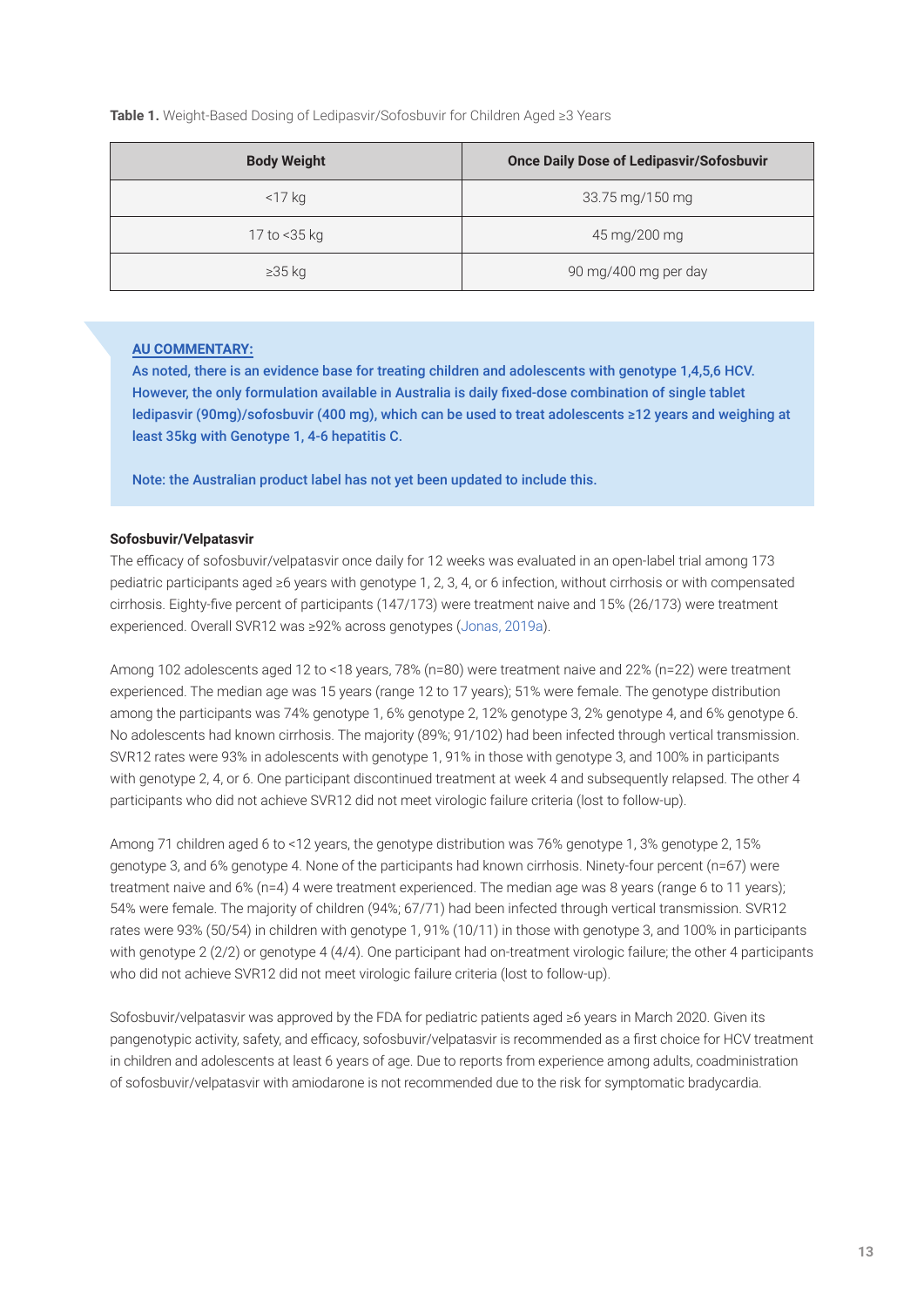**Table 1.** Weight-Based Dosing of Ledipasvir/Sofosbuvir for Children Aged ≥3 Years

| Body Weight | Once Daily Dose of Ledipasvir/Sofosbuvir |
|---|---|
| <17 kg | 33.75 mg/150 mg |
| 17 to <35 kg | 45 mg/200 mg |
| ≥35 kg | 90 mg/400 mg per day |

**AU COMMENTARY:**

**As noted, there is an evidence base for treating children and adolescents with genotype 1,4,5,6 HCV. However, the only formulation available in Australia is daily fixed-dose combination of single tablet ledipasvir (90mg)/sofosbuvir (400 mg), which can be used to treat adolescents ≥12 years and weighing at least 35kg with Genotype 1, 4-6 hepatitis C.**

**Note: the Australian product label has not yet been updated to include this.**

**Sofosbuvir/Velpatasvir**

The efficacy of sofosbuvir/velpatasvir once daily for 12 weeks was evaluated in an open-label trial among 173 pediatric participants aged ≥6 years with genotype 1, 2, 3, 4, or 6 infection, without cirrhosis or with compensated cirrhosis. Eighty-five percent of participants (147/173) were treatment naive and 15% (26/173) were treatment experienced. Overall SVR12 was ≥92% across genotypes (Jonas, 2019a).

Among 102 adolescents aged 12 to <18 years, 78% (n=80) were treatment naive and 22% (n=22) were treatment experienced. The median age was 15 years (range 12 to 17 years); 51% were female. The genotype distribution among the participants was 74% genotype 1, 6% genotype 2, 12% genotype 3, 2% genotype 4, and 6% genotype 6. No adolescents had known cirrhosis. The majority (89%; 91/102) had been infected through vertical transmission. SVR12 rates were 93% in adolescents with genotype 1, 91% in those with genotype 3, and 100% in participants with genotype 2, 4, or 6. One participant discontinued treatment at week 4 and subsequently relapsed. The other 4 participants who did not achieve SVR12 did not meet virologic failure criteria (lost to follow-up).

Among 71 children aged 6 to <12 years, the genotype distribution was 76% genotype 1, 3% genotype 2, 15% genotype 3, and 6% genotype 4. None of the participants had known cirrhosis. Ninety-four percent (n=67) were treatment naive and 6% (n=4) 4 were treatment experienced. The median age was 8 years (range 6 to 11 years); 54% were female. The majority of children (94%; 67/71) had been infected through vertical transmission. SVR12 rates were 93% (50/54) in children with genotype 1, 91% (10/11) in those with genotype 3, and 100% in participants with genotype 2 (2/2) or genotype 4 (4/4). One participant had on-treatment virologic failure; the other 4 participants who did not achieve SVR12 did not meet virologic failure criteria (lost to follow-up).

Sofosbuvir/velpatasvir was approved by the FDA for pediatric patients aged ≥6 years in March 2020. Given its pangenotypic activity, safety, and efficacy, sofosbuvir/velpatasvir is recommended as a first choice for HCV treatment in children and adolescents at least 6 years of age. Due to reports from experience among adults, coadministration of sofosbuvir/velpatasvir with amiodarone is not recommended due to the risk for symptomatic bradycardia.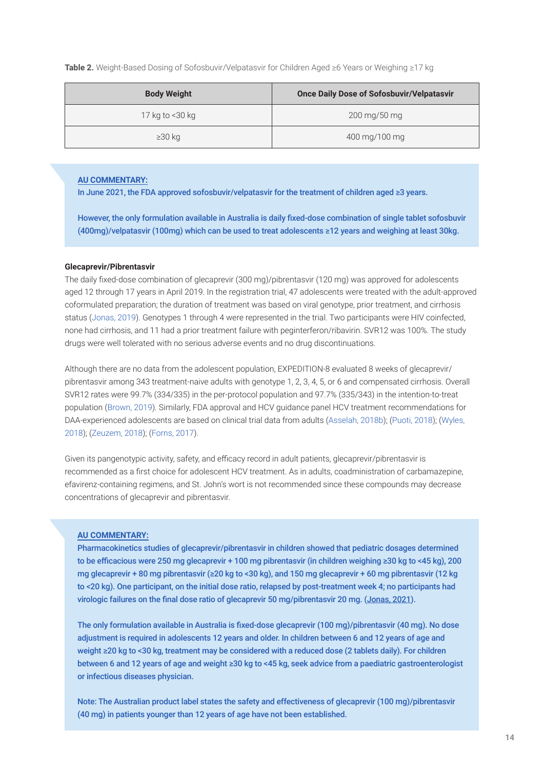**Table 2.** Weight-Based Dosing of Sofosbuvir/Velpatasvir for Children Aged ≥6 Years or Weighing ≥17 kg

| Body Weight | Once Daily Dose of Sofosbuvir/Velpatasvir |
|---|---|
| 17 kg to <30 kg | 200 mg/50 mg |
| ≥30 kg | 400 mg/100 mg |

**AU COMMENTARY:**

**In June 2021, the FDA approved sofosbuvir/velpatasvir for the treatment of children aged ≥3 years.**

**However, the only formulation available in Australia is daily fixed-dose combination of single tablet sofosbuvir (400mg)/velpatasvir (100mg) which can be used to treat adolescents ≥12 years and weighing at least 30kg.**

**Glecaprevir/Pibrentasvir**

The daily fixed-dose combination of glecaprevir (300 mg)/pibrentasvir (120 mg) was approved for adolescents aged 12 through 17 years in April 2019. In the registration trial, 47 adolescents were treated with the adult-approved coformulated preparation; the duration of treatment was based on viral genotype, prior treatment, and cirrhosis status (Jonas, 2019). Genotypes 1 through 4 were represented in the trial. Two participants were HIV coinfected, none had cirrhosis, and 11 had a prior treatment failure with peginterferon/ribavirin. SVR12 was 100%. The study drugs were well tolerated with no serious adverse events and no drug discontinuations.

Although there are no data from the adolescent population, EXPEDITION-8 evaluated 8 weeks of glecaprevir/pibrentasvir among 343 treatment-naive adults with genotype 1, 2, 3, 4, 5, or 6 and compensated cirrhosis. Overall SVR12 rates were 99.7% (334/335) in the per-protocol population and 97.7% (335/343) in the intention-to-treat population (Brown, 2019). Similarly, FDA approval and HCV guidance panel HCV treatment recommendations for DAA-experienced adolescents are based on clinical trial data from adults (Asselah, 2018b); (Puoti, 2018); (Wyles, 2018); (Zeuzem, 2018); (Forns, 2017).

Given its pangenotypic activity, safety, and efficacy record in adult patients, glecaprevir/pibrentasvir is recommended as a first choice for adolescent HCV treatment. As in adults, coadministration of carbamazepine, efavirenz-containing regimens, and St. John's wort is not recommended since these compounds may decrease concentrations of glecaprevir and pibrentasvir.

**AU COMMENTARY:**

**Pharmacokinetics studies of glecaprevir/pibrentasvir in children showed that pediatric dosages determined to be efficacious were 250 mg glecaprevir + 100 mg pibrentasvir (in children weighing ≥30 kg to <45 kg), 200 mg glecaprevir + 80 mg pibrentasvir (≥20 kg to <30 kg), and 150 mg glecaprevir + 60 mg pibrentasvir (12 kg to <20 kg). One participant, on the initial dose ratio, relapsed by post-treatment week 4; no participants had virologic failures on the final dose ratio of glecaprevir 50 mg/pibrentasvir 20 mg. (Jonas, 2021).**

**The only formulation available in Australia is fixed-dose glecaprevir (100 mg)/pibrentasvir (40 mg). No dose adjustment is required in adolescents 12 years and older. In children between 6 and 12 years of age and weight ≥20 kg to <30 kg, treatment may be considered with a reduced dose (2 tablets daily). For children between 6 and 12 years of age and weight ≥30 kg to <45 kg, seek advice from a paediatric gastroenterologist or infectious diseases physician.**

**Note: The Australian product label states the safety and effectiveness of glecaprevir (100 mg)/pibrentasvir (40 mg) in patients younger than 12 years of age have not been established.**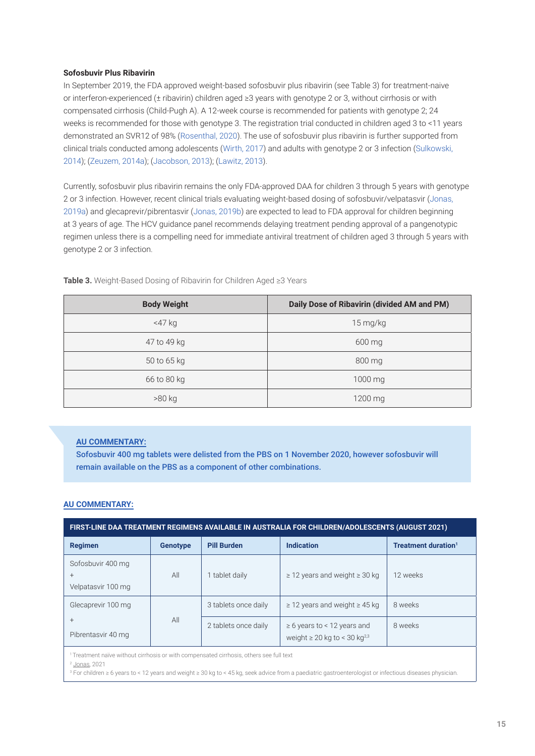**Sofosbuvir Plus Ribavirin**

In September 2019, the FDA approved weight-based sofosbuvir plus ribavirin (see Table 3) for treatment-naive or interferon-experienced (± ribavirin) children aged ≥3 years with genotype 2 or 3, without cirrhosis or with compensated cirrhosis (Child-Pugh A). A 12-week course is recommended for patients with genotype 2; 24 weeks is recommended for those with genotype 3. The registration trial conducted in children aged 3 to <11 years demonstrated an SVR12 of 98% (Rosenthal, 2020). The use of sofosbuvir plus ribavirin is further supported from clinical trials conducted among adolescents (Wirth, 2017) and adults with genotype 2 or 3 infection (Sulkowski, 2014); (Zeuzem, 2014a); (Jacobson, 2013); (Lawitz, 2013).

Currently, sofosbuvir plus ribavirin remains the only FDA-approved DAA for children 3 through 5 years with genotype 2 or 3 infection. However, recent clinical trials evaluating weight-based dosing of sofosbuvir/velpatasvir (Jonas, 2019a) and glecaprevir/pibrentasvir (Jonas, 2019b) are expected to lead to FDA approval for children beginning at 3 years of age. The HCV guidance panel recommends delaying treatment pending approval of a pangenotypic regimen unless there is a compelling need for immediate antiviral treatment of children aged 3 through 5 years with genotype 2 or 3 infection.

**Table 3.** Weight-Based Dosing of Ribavirin for Children Aged ≥3 Years

| Body Weight | Daily Dose of Ribavirin (divided AM and PM) |
|---|---|
| <47 kg | 15 mg/kg |
| 47 to 49 kg | 600 mg |
| 50 to 65 kg | 800 mg |
| 66 to 80 kg | 1000 mg |
| >80 kg | 1200 mg |

**AU COMMENTARY:**

**Sofosbuvir 400 mg tablets were delisted from the PBS on 1 November 2020, however sofosbuvir will remain available on the PBS as a component of other combinations.**

**AU COMMENTARY:**

**FIRST-LINE DAA TREATMENT REGIMENS AVAILABLE IN AUSTRALIA FOR CHILDREN/ADOLESCENTS (AUGUST 2021)**

| Regimen | Genotype | Pill Burden | Indication | Treatment duration[1] |
|---|---|---|---|---|
| Sofosbuvir 400 mg + Velpatasvir 100 mg | All | 1 tablet daily | ≥ 12 years and weight ≥ 30 kg | 12 weeks |
| Glecaprevir 100 mg + Pibrentasvir 40 mg | All | 3 tablets once daily | ≥ 12 years and weight ≥ 45 kg | 8 weeks |
| | | 2 tablets once daily | ≥ 6 years to < 12 years and weight ≥ 20 kg to < 30 kg[2,3] | 8 weeks |

[1] Treatment naïve without cirrhosis or with compensated cirrhosis, others see full text

[2] Jonas, 2021

[3] For children ≥ 6 years to < 12 years and weight ≥ 30 kg to < 45 kg, seek advice from a paediatric gastroenterologist or infectious diseases physician.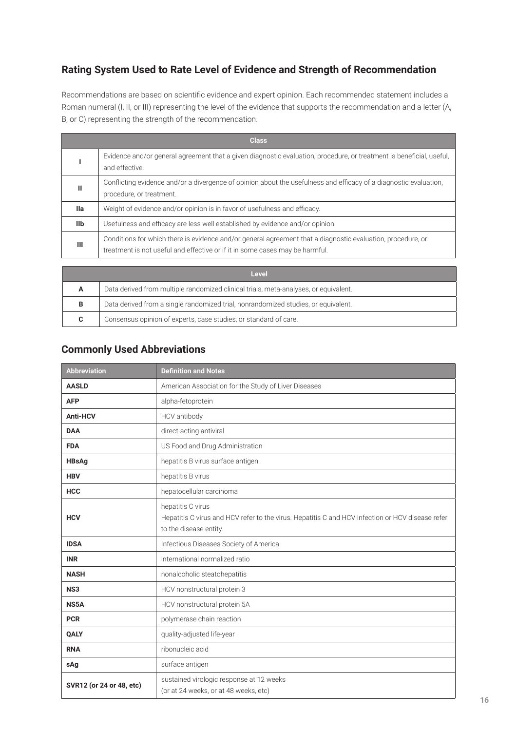## Rating System Used to Rate Level of Evidence and Strength of Recommendation

Recommendations are based on scientific evidence and expert opinion. Each recommended statement includes a Roman numeral (I, II, or III) representing the level of the evidence that supports the recommendation and a letter (A, B, or C) representing the strength of the recommendation.

| Class | |
|---|---|
| **I** | Evidence and/or general agreement that a given diagnostic evaluation, procedure, or treatment is beneficial, useful, and effective. |
| **II** | Conflicting evidence and/or a divergence of opinion about the usefulness and efficacy of a diagnostic evaluation, procedure, or treatment. |
| **IIa** | Weight of evidence and/or opinion is in favor of usefulness and efficacy. |
| **IIb** | Usefulness and efficacy are less well established by evidence and/or opinion. |
| **III** | Conditions for which there is evidence and/or general agreement that a diagnostic evaluation, procedure, or treatment is not useful and effective or if it in some cases may be harmful. |

| Level | |
|---|---|
| **A** | Data derived from multiple randomized clinical trials, meta-analyses, or equivalent. |
| **B** | Data derived from a single randomized trial, nonrandomized studies, or equivalent. |
| **C** | Consensus opinion of experts, case studies, or standard of care. |

## Commonly Used Abbreviations

| Abbreviation | Definition and Notes |
|---|---|
| **AASLD** | American Association for the Study of Liver Diseases |
| **AFP** | alpha-fetoprotein |
| **Anti-HCV** | HCV antibody |
| **DAA** | direct-acting antiviral |
| **FDA** | US Food and Drug Administration |
| **HBsAg** | hepatitis B virus surface antigen |
| **HBV** | hepatitis B virus |
| **HCC** | hepatocellular carcinoma |
| **HCV** | hepatitis C virus<br>Hepatitis C virus and HCV refer to the virus. Hepatitis C and HCV infection or HCV disease refer to the disease entity. |
| **IDSA** | Infectious Diseases Society of America |
| **INR** | international normalized ratio |
| **NASH** | nonalcoholic steatohepatitis |
| **NS3** | HCV nonstructural protein 3 |
| **NS5A** | HCV nonstructural protein 5A |
| **PCR** | polymerase chain reaction |
| **QALY** | quality-adjusted life-year |
| **RNA** | ribonucleic acid |
| **sAg** | surface antigen |
| **SVR12 (or 24 or 48, etc)** | sustained virologic response at 12 weeks<br>(or at 24 weeks, or at 48 weeks, etc) |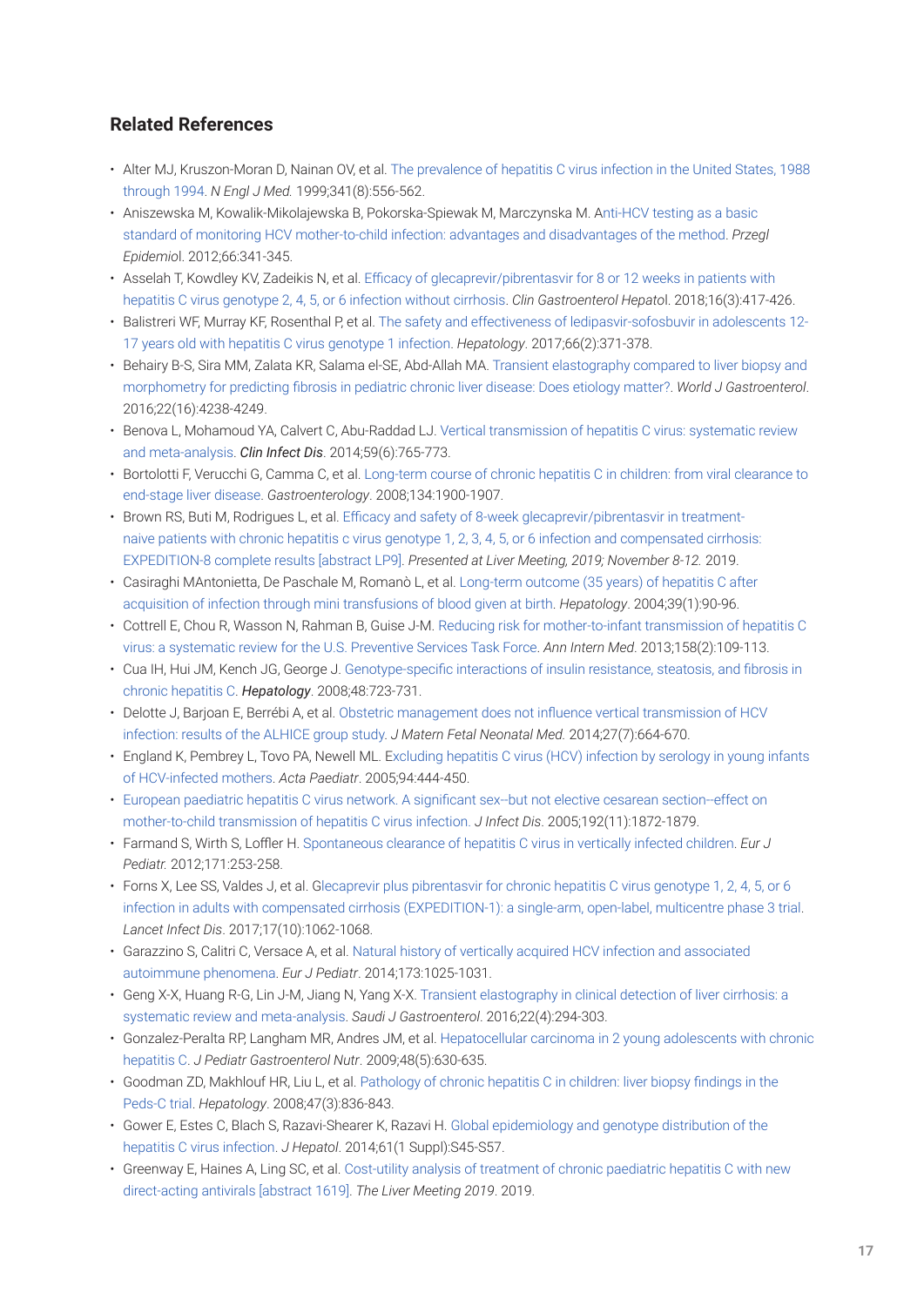## Related References

- Alter MJ, Kruszon-Moran D, Nainan OV, et al. The prevalence of hepatitis C virus infection in the United States, 1988 through 1994. *N Engl J Med.* 1999;341(8):556-562.
- Aniszewska M, Kowalik-Mikolajewska B, Pokorska-Spiewak M, Marczynska M. Anti-HCV testing as a basic standard of monitoring HCV mother-to-child infection: advantages and disadvantages of the method. *Przegl Epidemiol*. 2012;66:341-345.
- Asselah T, Kowdley KV, Zadeikis N, et al. Efficacy of glecaprevir/pibrentasvir for 8 or 12 weeks in patients with hepatitis C virus genotype 2, 4, 5, or 6 infection without cirrhosis. *Clin Gastroenterol Hepatol*. 2018;16(3):417-426.
- Balistreri WF, Murray KF, Rosenthal P, et al. The safety and effectiveness of ledipasvir-sofosbuvir in adolescents 12-17 years old with hepatitis C virus genotype 1 infection. *Hepatology*. 2017;66(2):371-378.
- Behairy B-S, Sira MM, Zalata KR, Salama el-SE, Abd-Allah MA. Transient elastography compared to liver biopsy and morphometry for predicting fibrosis in pediatric chronic liver disease: Does etiology matter?. *World J Gastroenterol*. 2016;22(16):4238-4249.
- Benova L, Mohamoud YA, Calvert C, Abu-Raddad LJ. Vertical transmission of hepatitis C virus: systematic review and meta-analysis. ***Clin Infect Dis***. 2014;59(6):765-773.
- Bortolotti F, Verucchi G, Camma C, et al. Long-term course of chronic hepatitis C in children: from viral clearance to end-stage liver disease. *Gastroenterology*. 2008;134:1900-1907.
- Brown RS, Buti M, Rodrigues L, et al. Efficacy and safety of 8-week glecaprevir/pibrentasvir in treatment-naive patients with chronic hepatitis c virus genotype 1, 2, 3, 4, 5, or 6 infection and compensated cirrhosis: EXPEDITION-8 complete results [abstract LP9]. *Presented at Liver Meeting, 2019; November 8-12.* 2019.
- Casiraghi MAntonietta, De Paschale M, Romanò L, et al. Long-term outcome (35 years) of hepatitis C after acquisition of infection through mini transfusions of blood given at birth. *Hepatology*. 2004;39(1):90-96.
- Cottrell E, Chou R, Wasson N, Rahman B, Guise J-M. Reducing risk for mother-to-infant transmission of hepatitis C virus: a systematic review for the U.S. Preventive Services Task Force. *Ann Intern Med*. 2013;158(2):109-113.
- Cua IH, Hui JM, Kench JG, George J. Genotype-specific interactions of insulin resistance, steatosis, and fibrosis in chronic hepatitis C. ***Hepatology***. 2008;48:723-731.
- Delotte J, Barjoan E, Berrébi A, et al. Obstetric management does not influence vertical transmission of HCV infection: results of the ALHICE group study. *J Matern Fetal Neonatal Med.* 2014;27(7):664-670.
- England K, Pembrey L, Tovo PA, Newell ML. Excluding hepatitis C virus (HCV) infection by serology in young infants of HCV-infected mothers. *Acta Paediatr*. 2005;94:444-450.
- European paediatric hepatitis C virus network. A significant sex--but not elective cesarean section--effect on mother-to-child transmission of hepatitis C virus infection. *J Infect Dis*. 2005;192(11):1872-1879.
- Farmand S, Wirth S, Loffler H. Spontaneous clearance of hepatitis C virus in vertically infected children. *Eur J Pediatr.* 2012;171:253-258.
- Forns X, Lee SS, Valdes J, et al. Glecaprevir plus pibrentasvir for chronic hepatitis C virus genotype 1, 2, 4, 5, or 6 infection in adults with compensated cirrhosis (EXPEDITION-1): a single-arm, open-label, multicentre phase 3 trial. *Lancet Infect Dis*. 2017;17(10):1062-1068.
- Garazzino S, Calitri C, Versace A, et al. Natural history of vertically acquired HCV infection and associated autoimmune phenomena. *Eur J Pediatr*. 2014;173:1025-1031.
- Geng X-X, Huang R-G, Lin J-M, Jiang N, Yang X-X. Transient elastography in clinical detection of liver cirrhosis: a systematic review and meta-analysis. *Saudi J Gastroenterol*. 2016;22(4):294-303.
- Gonzalez-Peralta RP, Langham MR, Andres JM, et al. Hepatocellular carcinoma in 2 young adolescents with chronic hepatitis C. *J Pediatr Gastroenterol Nutr*. 2009;48(5):630-635.
- Goodman ZD, Makhlouf HR, Liu L, et al. Pathology of chronic hepatitis C in children: liver biopsy findings in the Peds-C trial. *Hepatology*. 2008;47(3):836-843.
- Gower E, Estes C, Blach S, Razavi-Shearer K, Razavi H. Global epidemiology and genotype distribution of the hepatitis C virus infection. *J Hepatol*. 2014;61(1 Suppl):S45-S57.
- Greenway E, Haines A, Ling SC, et al. Cost-utility analysis of treatment of chronic paediatric hepatitis C with new direct-acting antivirals [abstract 1619]. *The Liver Meeting 2019*. 2019.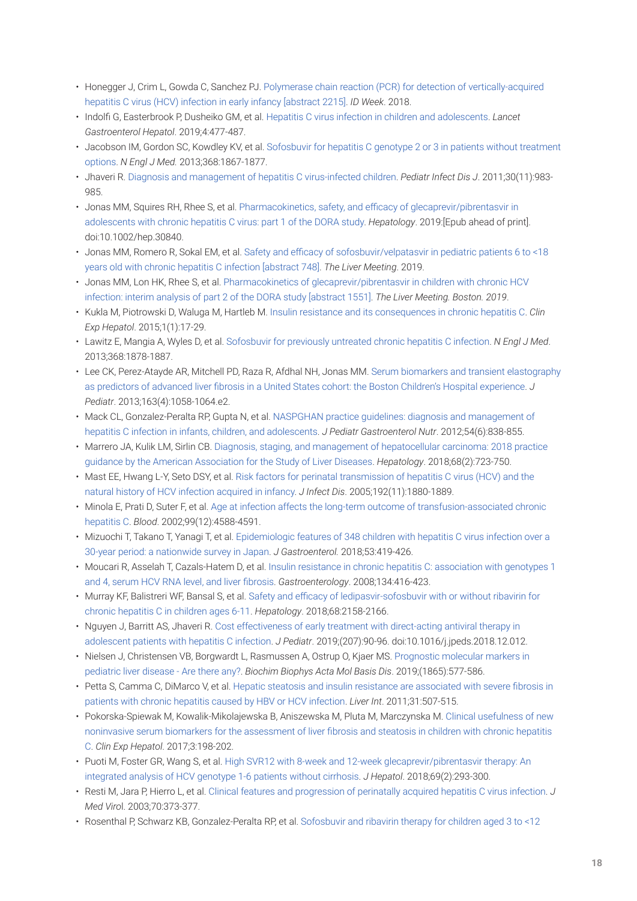- Honegger J, Crim L, Gowda C, Sanchez PJ. Polymerase chain reaction (PCR) for detection of vertically-acquired hepatitis C virus (HCV) infection in early infancy [abstract 2215]. *ID Week*. 2018.
- Indolfi G, Easterbrook P, Dusheiko GM, et al. Hepatitis C virus infection in children and adolescents. *Lancet Gastroenterol Hepatol*. 2019;4:477-487.
- Jacobson IM, Gordon SC, Kowdley KV, et al. Sofosbuvir for hepatitis C genotype 2 or 3 in patients without treatment options. *N Engl J Med.* 2013;368:1867-1877.
- Jhaveri R. Diagnosis and management of hepatitis C virus-infected children. *Pediatr Infect Dis J*. 2011;30(11):983-985.
- Jonas MM, Squires RH, Rhee S, et al. Pharmacokinetics, safety, and efficacy of glecaprevir/pibrentasvir in adolescents with chronic hepatitis C virus: part 1 of the DORA study. *Hepatology*. 2019:[Epub ahead of print]. doi:10.1002/hep.30840.
- Jonas MM, Romero R, Sokal EM, et al. Safety and efficacy of sofosbuvir/velpatasvir in pediatric patients 6 to <18 years old with chronic hepatitis C infection [abstract 748]. *The Liver Meeting*. 2019.
- Jonas MM, Lon HK, Rhee S, et al. Pharmacokinetics of glecaprevir/pibrentasvir in children with chronic HCV infection: interim analysis of part 2 of the DORA study [abstract 1551]. *The Liver Meeting. Boston. 2019*.
- Kukla M, Piotrowski D, Waluga M, Hartleb M. Insulin resistance and its consequences in chronic hepatitis C. *Clin Exp Hepatol*. 2015;1(1):17-29.
- Lawitz E, Mangia A, Wyles D, et al. Sofosbuvir for previously untreated chronic hepatitis C infection. *N Engl J Med*. 2013;368:1878-1887.
- Lee CK, Perez-Atayde AR, Mitchell PD, Raza R, Afdhal NH, Jonas MM. Serum biomarkers and transient elastography as predictors of advanced liver fibrosis in a United States cohort: the Boston Children's Hospital experience. *J Pediatr*. 2013;163(4):1058-1064.e2.
- Mack CL, Gonzalez-Peralta RP, Gupta N, et al. NASPGHAN practice guidelines: diagnosis and management of hepatitis C infection in infants, children, and adolescents. *J Pediatr Gastroenterol Nutr*. 2012;54(6):838-855.
- Marrero JA, Kulik LM, Sirlin CB. Diagnosis, staging, and management of hepatocellular carcinoma: 2018 practice guidance by the American Association for the Study of Liver Diseases. *Hepatology*. 2018;68(2):723-750.
- Mast EE, Hwang L-Y, Seto DSY, et al. Risk factors for perinatal transmission of hepatitis C virus (HCV) and the natural history of HCV infection acquired in infancy. *J Infect Dis*. 2005;192(11):1880-1889.
- Minola E, Prati D, Suter F, et al. Age at infection affects the long-term outcome of transfusion-associated chronic hepatitis C. *Blood*. 2002;99(12):4588-4591.
- Mizuochi T, Takano T, Yanagi T, et al. Epidemiologic features of 348 children with hepatitis C virus infection over a 30-year period: a nationwide survey in Japan. *J Gastroenterol.* 2018;53:419-426.
- Moucari R, Asselah T, Cazals-Hatem D, et al. Insulin resistance in chronic hepatitis C: association with genotypes 1 and 4, serum HCV RNA level, and liver fibrosis. *Gastroenterology*. 2008;134:416-423.
- Murray KF, Balistreri WF, Bansal S, et al. Safety and efficacy of ledipasvir-sofosbuvir with or without ribavirin for chronic hepatitis C in children ages 6-11. *Hepatology*. 2018;68:2158-2166.
- Nguyen J, Barritt AS, Jhaveri R. Cost effectiveness of early treatment with direct-acting antiviral therapy in adolescent patients with hepatitis C infection. *J Pediatr*. 2019;(207):90-96. doi:10.1016/j.jpeds.2018.12.012.
- Nielsen J, Christensen VB, Borgwardt L, Rasmussen A, Ostrup O, Kjaer MS. Prognostic molecular markers in pediatric liver disease - Are there any?. *Biochim Biophys Acta Mol Basis Dis*. 2019;(1865):577-586.
- Petta S, Camma C, DiMarco V, et al. Hepatic steatosis and insulin resistance are associated with severe fibrosis in patients with chronic hepatitis caused by HBV or HCV infection. *Liver Int*. 2011;31:507-515.
- Pokorska-Spiewak M, Kowalik-Mikolajewska B, Aniszewska M, Pluta M, Marczynska M. Clinical usefulness of new noninvasive serum biomarkers for the assessment of liver fibrosis and steatosis in children with chronic hepatitis C. *Clin Exp Hepatol.* 2017;3:198-202.
- Puoti M, Foster GR, Wang S, et al. High SVR12 with 8-week and 12-week glecaprevir/pibrentasvir therapy: An integrated analysis of HCV genotype 1-6 patients without cirrhosis. *J Hepatol*. 2018;69(2):293-300.
- Resti M, Jara P, Hierro L, et al. Clinical features and progression of perinatally acquired hepatitis C virus infection. *J Med Virol*. 2003;70:373-377.
- Rosenthal P, Schwarz KB, Gonzalez-Peralta RP, et al. Sofosbuvir and ribavirin therapy for children aged 3 to <12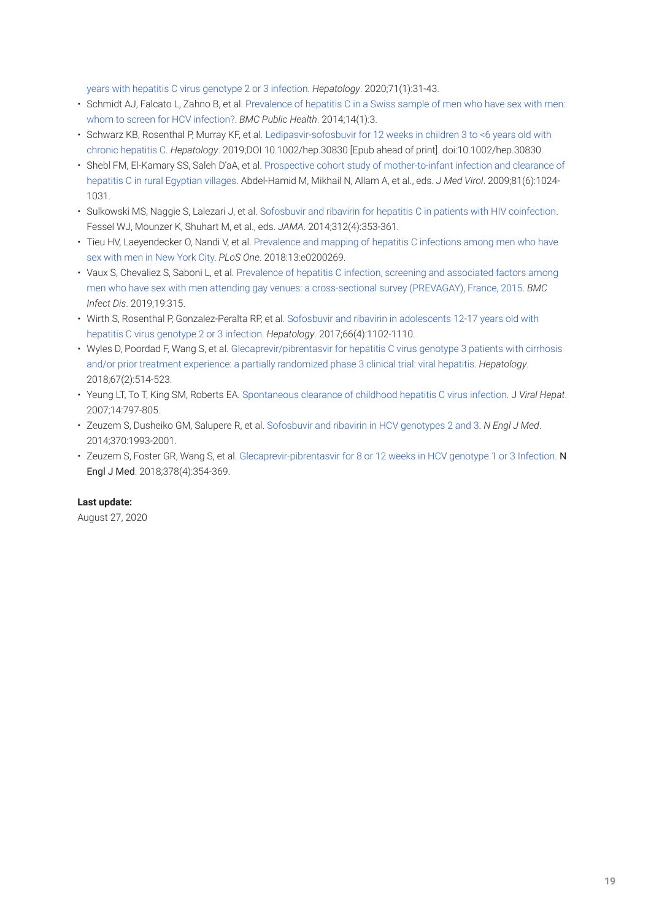years with hepatitis C virus genotype 2 or 3 infection. *Hepatology*. 2020;71(1):31-43.

- Schmidt AJ, Falcato L, Zahno B, et al. Prevalence of hepatitis C in a Swiss sample of men who have sex with men: whom to screen for HCV infection?. *BMC Public Health*. 2014;14(1):3.
- Schwarz KB, Rosenthal P, Murray KF, et al. Ledipasvir-sofosbuvir for 12 weeks in children 3 to <6 years old with chronic hepatitis C. *Hepatology*. 2019;DOI 10.1002/hep.30830 [Epub ahead of print]. doi:10.1002/hep.30830.
- Shebl FM, El-Kamary SS, Saleh D'aA, et al. Prospective cohort study of mother-to-infant infection and clearance of hepatitis C in rural Egyptian villages. Abdel-Hamid M, Mikhail N, Allam A, et al., eds. *J Med Virol*. 2009;81(6):1024-1031.
- Sulkowski MS, Naggie S, Lalezari J, et al. Sofosbuvir and ribavirin for hepatitis C in patients with HIV coinfection. Fessel WJ, Mounzer K, Shuhart M, et al., eds. *JAMA*. 2014;312(4):353-361.
- Tieu HV, Laeyendecker O, Nandi V, et al. Prevalence and mapping of hepatitis C infections among men who have sex with men in New York City. *PLoS One*. 2018:13:e0200269.
- Vaux S, Chevaliez S, Saboni L, et al. Prevalence of hepatitis C infection, screening and associated factors among men who have sex with men attending gay venues: a cross-sectional survey (PREVAGAY), France, 2015. *BMC Infect Dis*. 2019;19:315.
- Wirth S, Rosenthal P, Gonzalez-Peralta RP, et al. Sofosbuvir and ribavirin in adolescents 12-17 years old with hepatitis C virus genotype 2 or 3 infection. *Hepatology*. 2017;66(4):1102-1110.
- Wyles D, Poordad F, Wang S, et al. Glecaprevir/pibrentasvir for hepatitis C virus genotype 3 patients with cirrhosis and/or prior treatment experience: a partially randomized phase 3 clinical trial: viral hepatitis. *Hepatology*. 2018;67(2):514-523.
- Yeung LT, To T, King SM, Roberts EA. Spontaneous clearance of childhood hepatitis C virus infection. J *Viral Hepat*. 2007;14:797-805.
- Zeuzem S, Dusheiko GM, Salupere R, et al. Sofosbuvir and ribavirin in HCV genotypes 2 and 3. *N Engl J Med*. 2014;370:1993-2001.
- Zeuzem S, Foster GR, Wang S, et al. Glecaprevir-pibrentasvir for 8 or 12 weeks in HCV genotype 1 or 3 Infection. N Engl J Med. 2018;378(4):354-369.

**Last update:**

August 27, 2020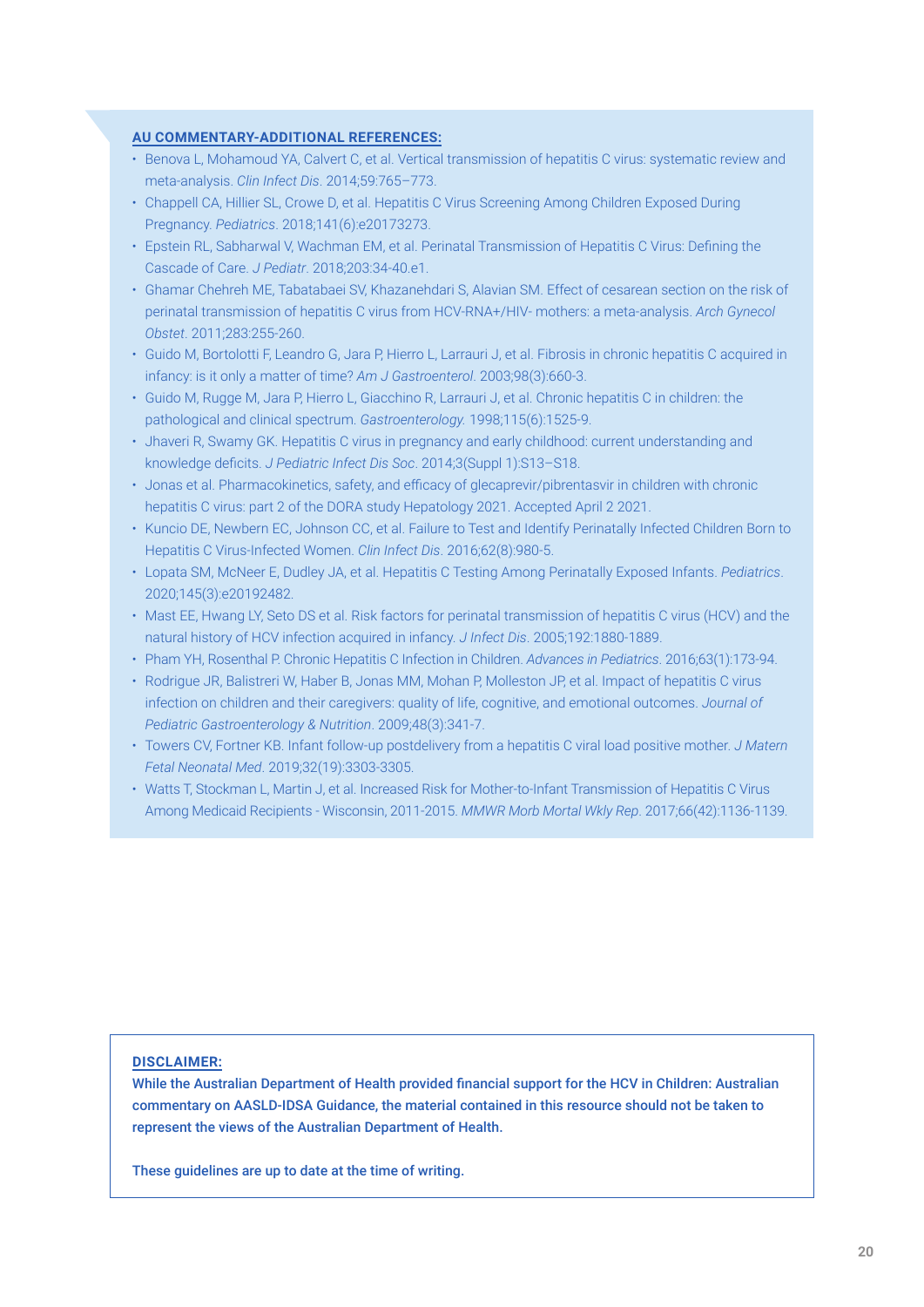**AU COMMENTARY-ADDITIONAL REFERENCES:**

- Benova L, Mohamoud YA, Calvert C, et al. Vertical transmission of hepatitis C virus: systematic review and meta-analysis. *Clin Infect Dis*. 2014;59:765–773.
- Chappell CA, Hillier SL, Crowe D, et al. Hepatitis C Virus Screening Among Children Exposed During Pregnancy. *Pediatrics*. 2018;141(6):e20173273.
- Epstein RL, Sabharwal V, Wachman EM, et al. Perinatal Transmission of Hepatitis C Virus: Defining the Cascade of Care. *J Pediatr*. 2018;203:34-40.e1.
- Ghamar Chehreh ME, Tabatabaei SV, Khazanehdari S, Alavian SM. Effect of cesarean section on the risk of perinatal transmission of hepatitis C virus from HCV-RNA+/HIV- mothers: a meta-analysis. *Arch Gynecol Obstet*. 2011;283:255-260.
- Guido M, Bortolotti F, Leandro G, Jara P, Hierro L, Larrauri J, et al. Fibrosis in chronic hepatitis C acquired in infancy: is it only a matter of time? *Am J Gastroenterol*. 2003;98(3):660-3.
- Guido M, Rugge M, Jara P, Hierro L, Giacchino R, Larrauri J, et al. Chronic hepatitis C in children: the pathological and clinical spectrum. *Gastroenterology.* 1998;115(6):1525-9.
- Jhaveri R, Swamy GK. Hepatitis C virus in pregnancy and early childhood: current understanding and knowledge deficits. *J Pediatric Infect Dis Soc*. 2014;3(Suppl 1):S13–S18.
- Jonas et al. Pharmacokinetics, safety, and efficacy of glecaprevir/pibrentasvir in children with chronic hepatitis C virus: part 2 of the DORA study Hepatology 2021. Accepted April 2 2021.
- Kuncio DE, Newbern EC, Johnson CC, et al. Failure to Test and Identify Perinatally Infected Children Born to Hepatitis C Virus-Infected Women. *Clin Infect Dis*. 2016;62(8):980-5.
- Lopata SM, McNeer E, Dudley JA, et al. Hepatitis C Testing Among Perinatally Exposed Infants. *Pediatrics*. 2020;145(3):e20192482.
- Mast EE, Hwang LY, Seto DS et al. Risk factors for perinatal transmission of hepatitis C virus (HCV) and the natural history of HCV infection acquired in infancy. *J Infect Dis*. 2005;192:1880-1889.
- Pham YH, Rosenthal P. Chronic Hepatitis C Infection in Children. *Advances in Pediatrics*. 2016;63(1):173-94.
- Rodrigue JR, Balistreri W, Haber B, Jonas MM, Mohan P, Molleston JP, et al. Impact of hepatitis C virus infection on children and their caregivers: quality of life, cognitive, and emotional outcomes. *Journal of Pediatric Gastroenterology & Nutrition*. 2009;48(3):341-7.
- Towers CV, Fortner KB. Infant follow-up postdelivery from a hepatitis C viral load positive mother. *J Matern Fetal Neonatal Med*. 2019;32(19):3303-3305.
- Watts T, Stockman L, Martin J, et al. Increased Risk for Mother-to-Infant Transmission of Hepatitis C Virus Among Medicaid Recipients - Wisconsin, 2011-2015. *MMWR Morb Mortal Wkly Rep*. 2017;66(42):1136-1139.

**DISCLAIMER:**

**While the Australian Department of Health provided financial support for the HCV in Children: Australian commentary on AASLD-IDSA Guidance, the material contained in this resource should not be taken to represent the views of the Australian Department of Health.**

**These guidelines are up to date at the time of writing.**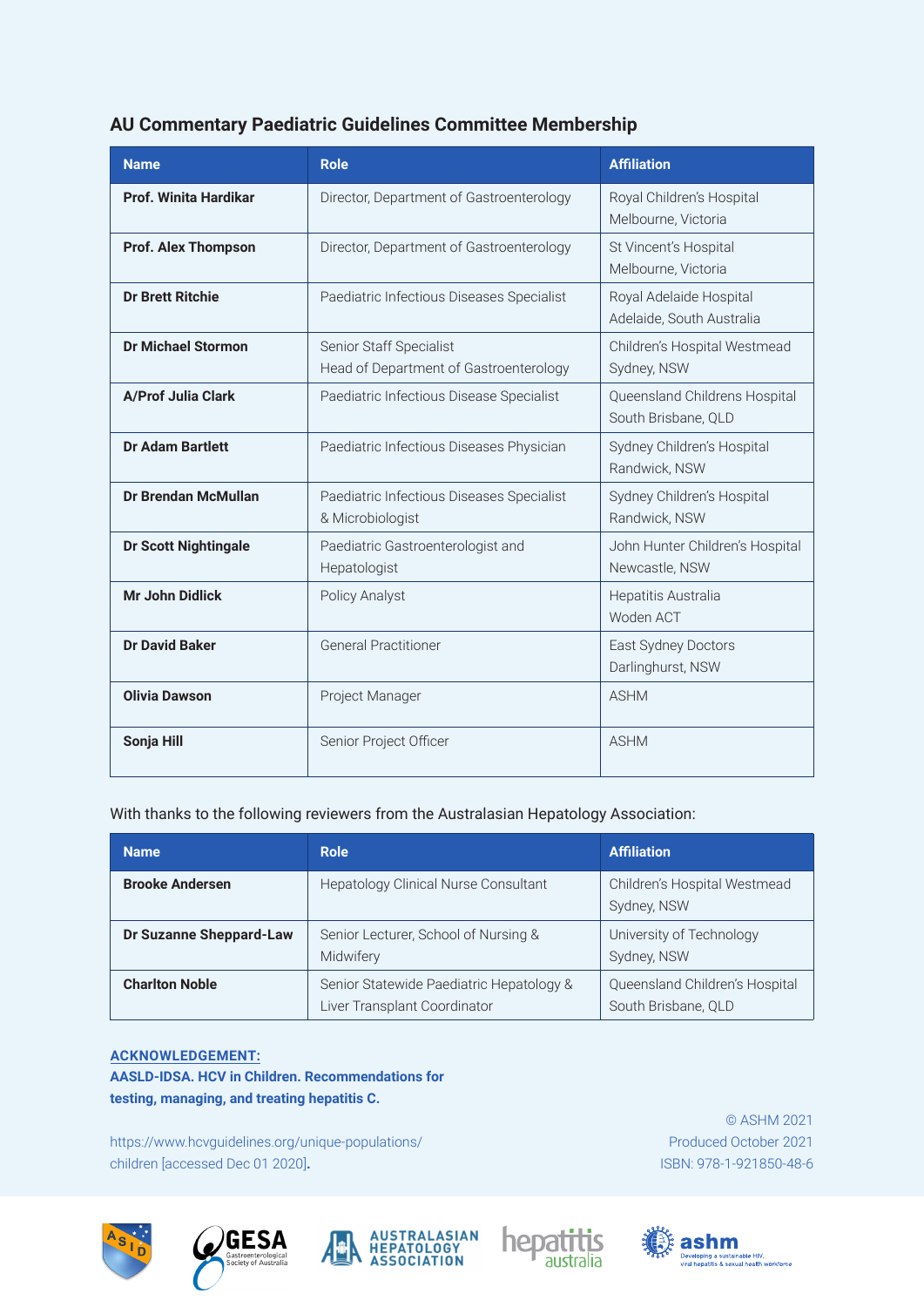## AU Commentary Paediatric Guidelines Committee Membership

| Name | Role | Affiliation |
|---|---|---|
| **Prof. Winita Hardikar** | Director, Department of Gastroenterology | Royal Children's Hospital Melbourne, Victoria |
| **Prof. Alex Thompson** | Director, Department of Gastroenterology | St Vincent's Hospital Melbourne, Victoria |
| **Dr Brett Ritchie** | Paediatric Infectious Diseases Specialist | Royal Adelaide Hospital Adelaide, South Australia |
| **Dr Michael Stormon** | Senior Staff Specialist Head of Department of Gastroenterology | Children's Hospital Westmead Sydney, NSW |
| **A/Prof Julia Clark** | Paediatric Infectious Disease Specialist | Queensland Childrens Hospital South Brisbane, QLD |
| **Dr Adam Bartlett** | Paediatric Infectious Diseases Physician | Sydney Children's Hospital Randwick, NSW |
| **Dr Brendan McMullan** | Paediatric Infectious Diseases Specialist & Microbiologist | Sydney Children's Hospital Randwick, NSW |
| **Dr Scott Nightingale** | Paediatric Gastroenterologist and Hepatologist | John Hunter Children's Hospital Newcastle, NSW |
| **Mr John Didlick** | Policy Analyst | Hepatitis Australia Woden ACT |
| **Dr David Baker** | General Practitioner | East Sydney Doctors Darlinghurst, NSW |
| **Olivia Dawson** | Project Manager | ASHM |
| **Sonja Hill** | Senior Project Officer | ASHM |

With thanks to the following reviewers from the Australasian Hepatology Association:

| Name | Role | Affiliation |
|---|---|---|
| **Brooke Andersen** | Hepatology Clinical Nurse Consultant | Children's Hospital Westmead Sydney, NSW |
| **Dr Suzanne Sheppard-Law** | Senior Lecturer, School of Nursing & Midwifery | University of Technology Sydney, NSW |
| **Charlton Noble** | Senior Statewide Paediatric Hepatology & Liver Transplant Coordinator | Queensland Children's Hospital South Brisbane, QLD |

**ACKNOWLEDGEMENT:**

**AASLD-IDSA. HCV in Children. Recommendations for testing, managing, and treating hepatitis C.**

https://www.hcvguidelines.org/unique-populations/children [accessed Dec 01 2020].

© ASHM 2021
Produced October 2021
ISBN: 978-1-921850-48-6